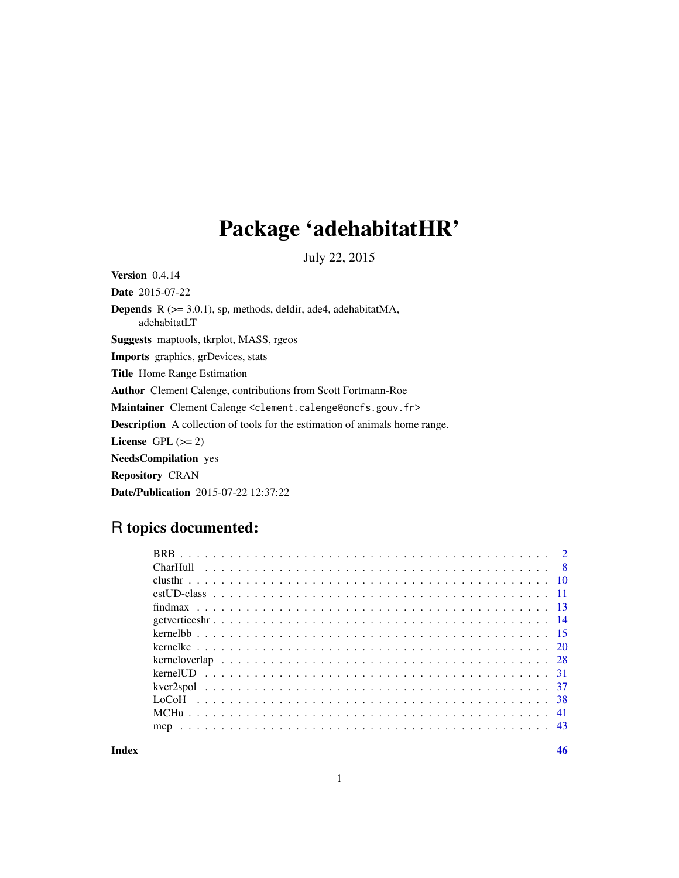# Package 'adehabitatHR'

July 22, 2015

**Version** 0.4.14

**Date** 2015-07-22

**Depends** R (>= 3.0.1), sp, methods, deldir, ade4, adehabitatMA, adehabitatLT

**Suggests** maptools, tkrplot, MASS, rgeos

**Imports** graphics, grDevices, stats

**Title** Home Range Estimation

**Author** Clement Calenge, contributions from Scott Fortmann-Roe

**Maintainer** Clement Calenge <clement.calenge@oncfs.gouv.fr>

**Description** A collection of tools for the estimation of animals home range.

**License** GPL (>= 2)

**NeedsCompilation** yes

**Repository** CRAN

**Date/Publication** 2015-07-22 12:37:22

## R topics documented:

| | |
|---|---|
| BRB | 2 |
| CharHull | 8 |
| clusthr | 10 |
| estUD-class | 11 |
| findmax | 13 |
| getverticeshr | 14 |
| kernelbb | 15 |
| kernelkc | 20 |
| kerneloverlap | 28 |
| kernelUD | 31 |
| kver2spol | 37 |
| LoCoH | 38 |
| MCHu | 41 |
| mcp | 43 |
| **Index** | **46** |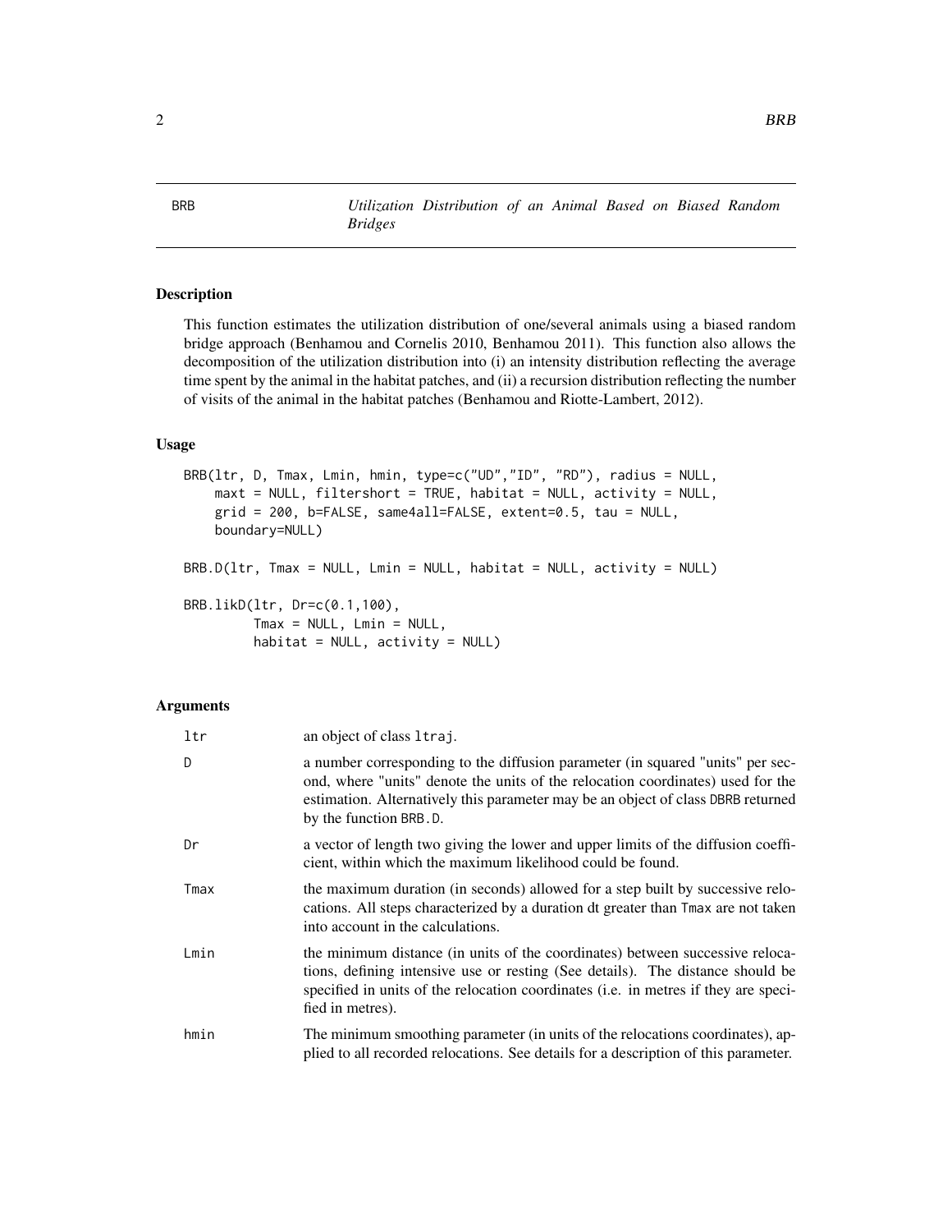# BRB — *Utilization Distribution of an Animal Based on Biased Random Bridges*

## Description

This function estimates the utilization distribution of one/several animals using a biased random bridge approach (Benhamou and Cornelis 2010, Benhamou 2011). This function also allows the decomposition of the utilization distribution into (i) an intensity distribution reflecting the average time spent by the animal in the habitat patches, and (ii) a recursion distribution reflecting the number of visits of the animal in the habitat patches (Benhamou and Riotte-Lambert, 2012).

## Usage

```
BRB(ltr, D, Tmax, Lmin, hmin, type=c("UD","ID", "RD"), radius = NULL,
    maxt = NULL, filtershort = TRUE, habitat = NULL, activity = NULL,
    grid = 200, b=FALSE, same4all=FALSE, extent=0.5, tau = NULL,
    boundary=NULL)

BRB.D(ltr, Tmax = NULL, Lmin = NULL, habitat = NULL, activity = NULL)

BRB.likD(ltr, Dr=c(0.1,100),
         Tmax = NULL, Lmin = NULL,
         habitat = NULL, activity = NULL)
```

## Arguments

| | |
|---|---|
| `ltr` | an object of class `ltraj`. |
| `D` | a number corresponding to the diffusion parameter (in squared "units" per second, where "units" denote the units of the relocation coordinates) used for the estimation. Alternatively this parameter may be an object of class `DBRB` returned by the function `BRB.D`. |
| `Dr` | a vector of length two giving the lower and upper limits of the diffusion coefficient, within which the maximum likelihood could be found. |
| `Tmax` | the maximum duration (in seconds) allowed for a step built by successive relocations. All steps characterized by a duration dt greater than `Tmax` are not taken into account in the calculations. |
| `Lmin` | the minimum distance (in units of the coordinates) between successive relocations, defining intensive use or resting (See details). The distance should be specified in units of the relocation coordinates (i.e. in metres if they are specified in metres). |
| `hmin` | The minimum smoothing parameter (in units of the relocations coordinates), applied to all recorded relocations. See details for a description of this parameter. |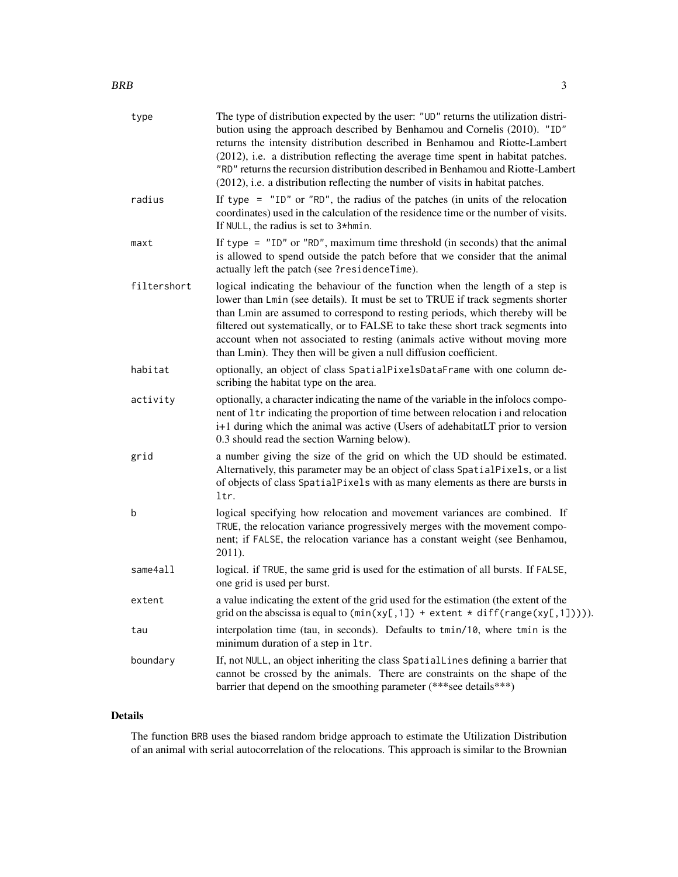| | |
|---|---|
| `type` | The type of distribution expected by the user: `"UD"` returns the utilization distribution using the approach described by Benhamou and Cornelis (2010). `"ID"` returns the intensity distribution described in Benhamou and Riotte-Lambert (2012), i.e. a distribution reflecting the average time spent in habitat patches. `"RD"` returns the recursion distribution described in Benhamou and Riotte-Lambert (2012), i.e. a distribution reflecting the number of visits in habitat patches. |
| `radius` | If `type = "ID"` or `"RD"`, the radius of the patches (in units of the relocation coordinates) used in the calculation of the residence time or the number of visits. If `NULL`, the radius is set to `3*hmin`. |
| `maxt` | If `type = "ID"` or `"RD"`, maximum time threshold (in seconds) that the animal is allowed to spend outside the patch before that we consider that the animal actually left the patch (see `?residenceTime`). |
| `filtershort` | logical indicating the behaviour of the function when the length of a step is lower than `Lmin` (see details). It must be set to TRUE if track segments shorter than Lmin are assumed to correspond to resting periods, which thereby will be filtered out systematically, or to FALSE to take these short track segments into account when not associated to resting (animals active without moving more than Lmin). They then will be given a null diffusion coefficient. |
| `habitat` | optionally, an object of class `SpatialPixelsDataFrame` with one column describing the habitat type on the area. |
| `activity` | optionally, a character indicating the name of the variable in the infolocs component of `ltr` indicating the proportion of time between relocation i and relocation i+1 during which the animal was active (Users of adehabitatLT prior to version 0.3 should read the section Warning below). |
| `grid` | a number giving the size of the grid on which the UD should be estimated. Alternatively, this parameter may be an object of class `SpatialPixels`, or a list of objects of class `SpatialPixels` with as many elements as there are bursts in `ltr`. |
| `b` | logical specifying how relocation and movement variances are combined. If `TRUE`, the relocation variance progressively merges with the movement component; if `FALSE`, the relocation variance has a constant weight (see Benhamou, 2011). |
| `same4all` | logical. if `TRUE`, the same grid is used for the estimation of all bursts. If `FALSE`, one grid is used per burst. |
| `extent` | a value indicating the extent of the grid used for the estimation (the extent of the grid on the abscissa is equal to `(min(xy[,1]) + extent * diff(range(xy[,1])))`). |
| `tau` | interpolation time (tau, in seconds). Defaults to `tmin/10`, where `tmin` is the minimum duration of a step in `ltr`. |
| `boundary` | If, not `NULL`, an object inheriting the class `SpatialLines` defining a barrier that cannot be crossed by the animals. There are constraints on the shape of the barrier that depend on the smoothing parameter (***see details***) |

## Details

The function `BRB` uses the biased random bridge approach to estimate the Utilization Distribution of an animal with serial autocorrelation of the relocations. This approach is similar to the Brownian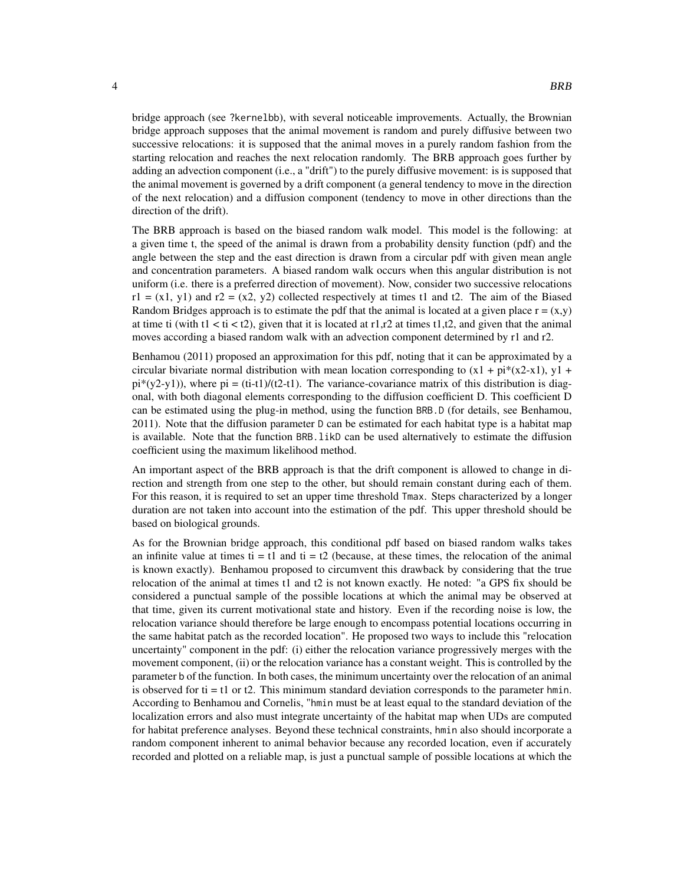bridge approach (see `?kernelbb`), with several noticeable improvements. Actually, the Brownian bridge approach supposes that the animal movement is random and purely diffusive between two successive relocations: it is supposed that the animal moves in a purely random fashion from the starting relocation and reaches the next relocation randomly. The BRB approach goes further by adding an advection component (i.e., a "drift") to the purely diffusive movement: is is supposed that the animal movement is governed by a drift component (a general tendency to move in the direction of the next relocation) and a diffusion component (tendency to move in other directions than the direction of the drift).

The BRB approach is based on the biased random walk model. This model is the following: at a given time t, the speed of the animal is drawn from a probability density function (pdf) and the angle between the step and the east direction is drawn from a circular pdf with given mean angle and concentration parameters. A biased random walk occurs when this angular distribution is not uniform (i.e. there is a preferred direction of movement). Now, consider two successive relocations r1 = (x1, y1) and r2 = (x2, y2) collected respectively at times t1 and t2. The aim of the Biased Random Bridges approach is to estimate the pdf that the animal is located at a given place r = (x,y) at time ti (with t1 < ti < t2), given that it is located at r1,r2 at times t1,t2, and given that the animal moves according a biased random walk with an advection component determined by r1 and r2.

Benhamou (2011) proposed an approximation for this pdf, noting that it can be approximated by a circular bivariate normal distribution with mean location corresponding to (x1 + pi*(x2-x1), y1 + pi*(y2-y1)), where pi = (ti-t1)/(t2-t1). The variance-covariance matrix of this distribution is diagonal, with both diagonal elements corresponding to the diffusion coefficient D. This coefficient D can be estimated using the plug-in method, using the function `BRB.D` (for details, see Benhamou, 2011). Note that the diffusion parameter `D` can be estimated for each habitat type is a habitat map is available. Note that the function `BRB.likD` can be used alternatively to estimate the diffusion coefficient using the maximum likelihood method.

An important aspect of the BRB approach is that the drift component is allowed to change in direction and strength from one step to the other, but should remain constant during each of them. For this reason, it is required to set an upper time threshold `Tmax`. Steps characterized by a longer duration are not taken into account into the estimation of the pdf. This upper threshold should be based on biological grounds.

As for the Brownian bridge approach, this conditional pdf based on biased random walks takes an infinite value at times ti = t1 and ti = t2 (because, at these times, the relocation of the animal is known exactly). Benhamou proposed to circumvent this drawback by considering that the true relocation of the animal at times t1 and t2 is not known exactly. He noted: "a GPS fix should be considered a punctual sample of the possible locations at which the animal may be observed at that time, given its current motivational state and history. Even if the recording noise is low, the relocation variance should therefore be large enough to encompass potential locations occurring in the same habitat patch as the recorded location". He proposed two ways to include this "relocation uncertainty" component in the pdf: (i) either the relocation variance progressively merges with the movement component, (ii) or the relocation variance has a constant weight. This is controlled by the parameter `b` of the function. In both cases, the minimum uncertainty over the relocation of an animal is observed for ti = t1 or t2. This minimum standard deviation corresponds to the parameter `hmin`. According to Benhamou and Cornelis, "`hmin` must be at least equal to the standard deviation of the localization errors and also must integrate uncertainty of the habitat map when UDs are computed for habitat preference analyses. Beyond these technical constraints, `hmin` also should incorporate a random component inherent to animal behavior because any recorded location, even if accurately recorded and plotted on a reliable map, is just a punctual sample of possible locations at which the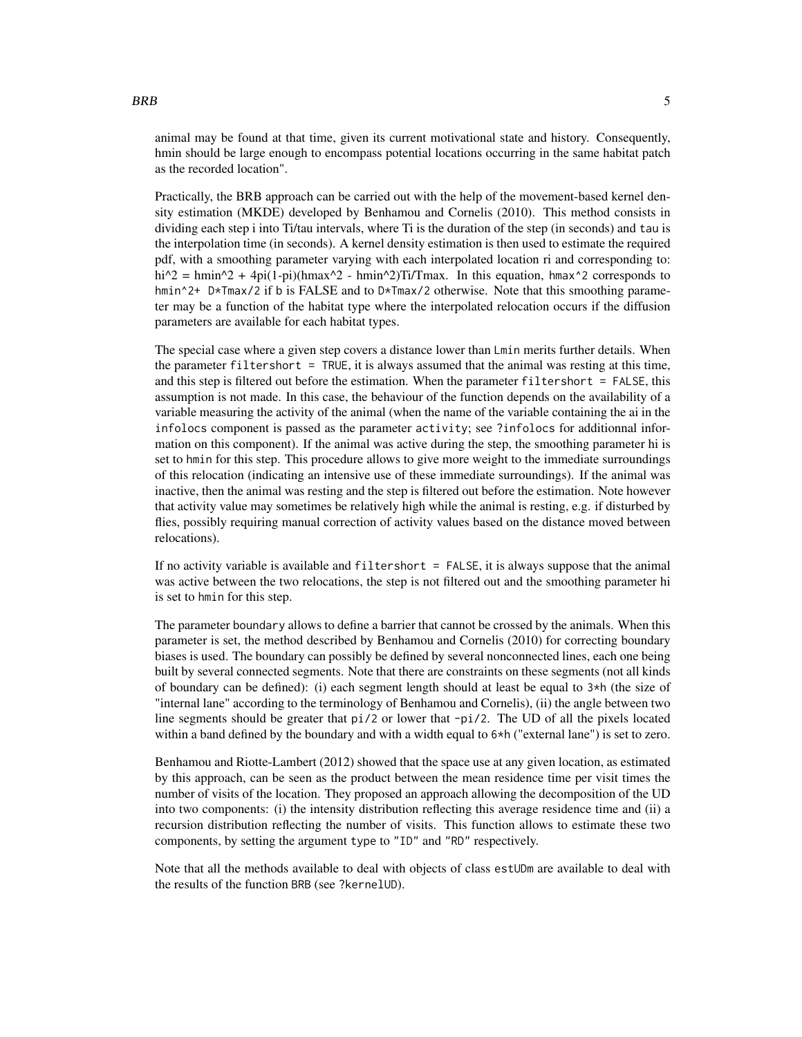animal may be found at that time, given its current motivational state and history. Consequently, hmin should be large enough to encompass potential locations occurring in the same habitat patch as the recorded location".

Practically, the BRB approach can be carried out with the help of the movement-based kernel density estimation (MKDE) developed by Benhamou and Cornelis (2010). This method consists in dividing each step i into Ti/tau intervals, where Ti is the duration of the step (in seconds) and `tau` is the interpolation time (in seconds). A kernel density estimation is then used to estimate the required pdf, with a smoothing parameter varying with each interpolated location ri and corresponding to: $hi^2 = hmin^2 + 4pi(1-pi)(hmax^2 - hmin^2)Ti/Tmax$. In this equation, `hmax^2` corresponds to `hmin^2+ D*Tmax/2` if `b` is FALSE and to `D*Tmax/2` otherwise. Note that this smoothing parameter may be a function of the habitat type where the interpolated relocation occurs if the diffusion parameters are available for each habitat types.

The special case where a given step covers a distance lower than `Lmin` merits further details. When the parameter `filtershort = TRUE`, it is always assumed that the animal was resting at this time, and this step is filtered out before the estimation. When the parameter `filtershort = FALSE`, this assumption is not made. In this case, the behaviour of the function depends on the availability of a variable measuring the activity of the animal (when the name of the variable containing the ai in the `infolocs` component is passed as the parameter `activity`; see `?infolocs` for additionnal information on this component). If the animal was active during the step, the smoothing parameter hi is set to `hmin` for this step. This procedure allows to give more weight to the immediate surroundings of this relocation (indicating an intensive use of these immediate surroundings). If the animal was inactive, then the animal was resting and the step is filtered out before the estimation. Note however that activity value may sometimes be relatively high while the animal is resting, e.g. if disturbed by flies, possibly requiring manual correction of activity values based on the distance moved between relocations).

If no activity variable is available and `filtershort = FALSE`, it is always suppose that the animal was active between the two relocations, the step is not filtered out and the smoothing parameter hi is set to `hmin` for this step.

The parameter `boundary` allows to define a barrier that cannot be crossed by the animals. When this parameter is set, the method described by Benhamou and Cornelis (2010) for correcting boundary biases is used. The boundary can possibly be defined by several nonconnected lines, each one being built by several connected segments. Note that there are constraints on these segments (not all kinds of boundary can be defined): (i) each segment length should at least be equal to `3*h` (the size of "internal lane" according to the terminology of Benhamou and Cornelis), (ii) the angle between two line segments should be greater that `pi/2` or lower that `-pi/2`. The UD of all the pixels located within a band defined by the boundary and with a width equal to `6*h` ("external lane") is set to zero.

Benhamou and Riotte-Lambert (2012) showed that the space use at any given location, as estimated by this approach, can be seen as the product between the mean residence time per visit times the number of visits of the location. They proposed an approach allowing the decomposition of the UD into two components: (i) the intensity distribution reflecting this average residence time and (ii) a recursion distribution reflecting the number of visits. This function allows to estimate these two components, by setting the argument `type` to `"ID"` and `"RD"` respectively.

Note that all the methods available to deal with objects of class `estUDm` are available to deal with the results of the function `BRB` (see `?kernelUD`).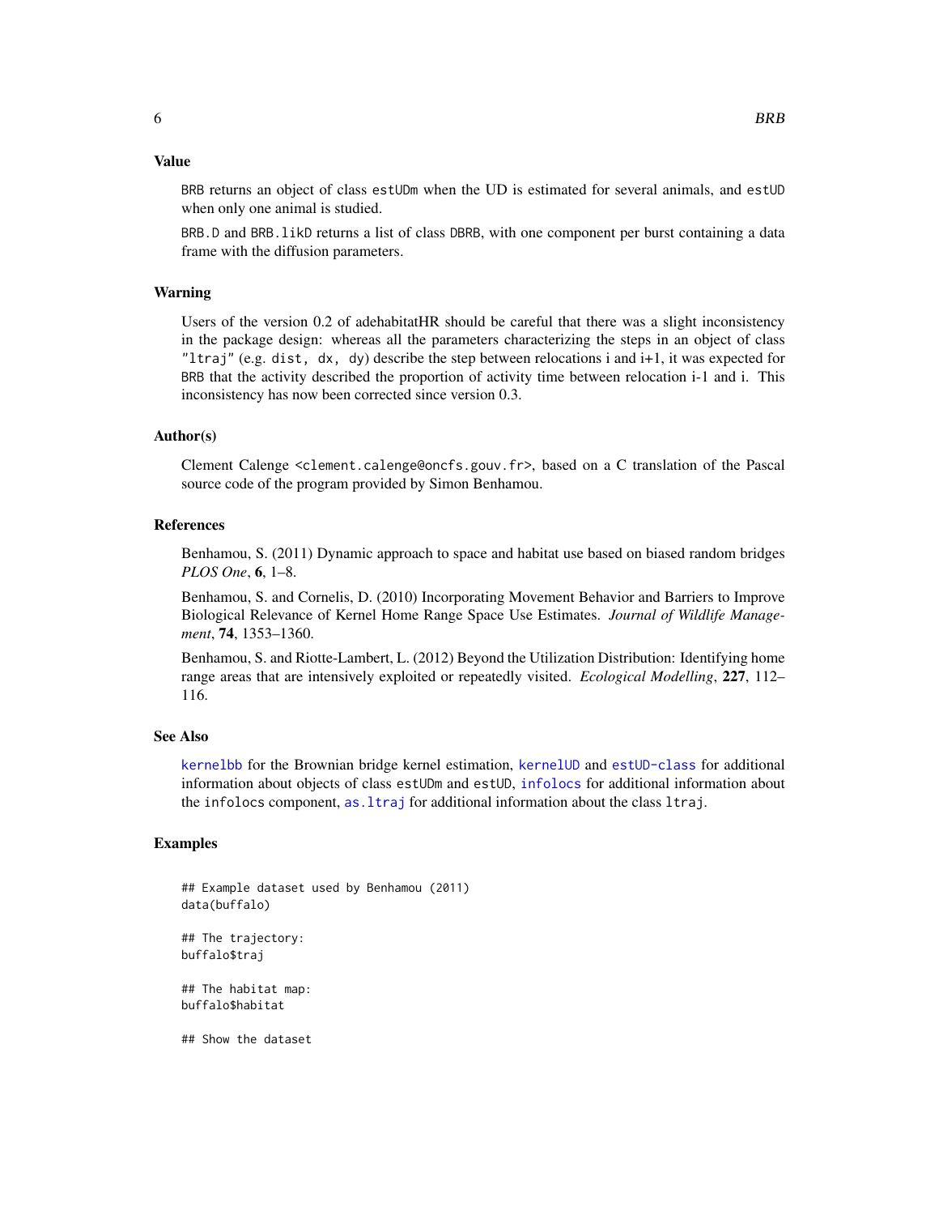## Value

BRB returns an object of class estUDm when the UD is estimated for several animals, and estUD when only one animal is studied.

BRB.D and BRB.likD returns a list of class DBRB, with one component per burst containing a data frame with the diffusion parameters.

## Warning

Users of the version 0.2 of adehabitatHR should be careful that there was a slight inconsistency in the package design: whereas all the parameters characterizing the steps in an object of class "ltraj" (e.g. dist, dx, dy) describe the step between relocations i and i+1, it was expected for BRB that the activity described the proportion of activity time between relocation i-1 and i. This inconsistency has now been corrected since version 0.3.

## Author(s)

Clement Calenge <clement.calenge@oncfs.gouv.fr>, based on a C translation of the Pascal source code of the program provided by Simon Benhamou.

## References

Benhamou, S. (2011) Dynamic approach to space and habitat use based on biased random bridges *PLOS One*, **6**, 1–8.

Benhamou, S. and Cornelis, D. (2010) Incorporating Movement Behavior and Barriers to Improve Biological Relevance of Kernel Home Range Space Use Estimates. *Journal of Wildlife Management*, **74**, 1353–1360.

Benhamou, S. and Riotte-Lambert, L. (2012) Beyond the Utilization Distribution: Identifying home range areas that are intensively exploited or repeatedly visited. *Ecological Modelling*, **227**, 112–116.

## See Also

kernelbb for the Brownian bridge kernel estimation, kernelUD and estUD-class for additional information about objects of class estUDm and estUD, infolocs for additional information about the infolocs component, as.ltraj for additional information about the class ltraj.

## Examples

```
## Example dataset used by Benhamou (2011)
data(buffalo)

## The trajectory:
buffalo$traj

## The habitat map:
buffalo$habitat

## Show the dataset
```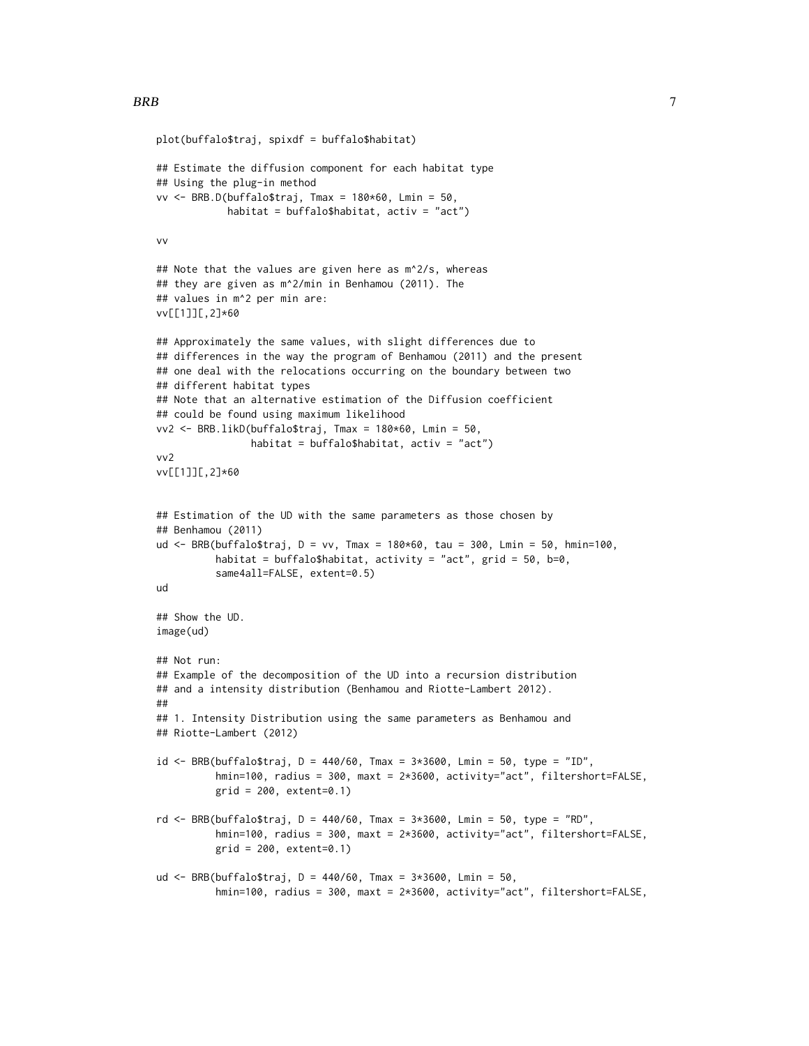```
plot(buffalo$traj, spixdf = buffalo$habitat)

## Estimate the diffusion component for each habitat type
## Using the plug-in method
vv <- BRB.D(buffalo$traj, Tmax = 180*60, Lmin = 50,
            habitat = buffalo$habitat, activ = "act")

vv

## Note that the values are given here as m^2/s, whereas
## they are given as m^2/min in Benhamou (2011). The
## values in m^2 per min are:
vv[[1]][,2]*60

## Approximately the same values, with slight differences due to
## differences in the way the program of Benhamou (2011) and the present
## one deal with the relocations occurring on the boundary between two
## different habitat types
## Note that an alternative estimation of the Diffusion coefficient
## could be found using maximum likelihood
vv2 <- BRB.likD(buffalo$traj, Tmax = 180*60, Lmin = 50,
                habitat = buffalo$habitat, activ = "act")
vv2
vv[[1]][,2]*60


## Estimation of the UD with the same parameters as those chosen by
## Benhamou (2011)
ud <- BRB(buffalo$traj, D = vv, Tmax = 180*60, tau = 300, Lmin = 50, hmin=100,
          habitat = buffalo$habitat, activity = "act", grid = 50, b=0,
          same4all=FALSE, extent=0.5)
ud

## Show the UD.
image(ud)

## Not run:
## Example of the decomposition of the UD into a recursion distribution
## and a intensity distribution (Benhamou and Riotte-Lambert 2012).
##
## 1. Intensity Distribution using the same parameters as Benhamou and
## Riotte-Lambert (2012)

id <- BRB(buffalo$traj, D = 440/60, Tmax = 3*3600, Lmin = 50, type = "ID",
          hmin=100, radius = 300, maxt = 2*3600, activity="act", filtershort=FALSE,
          grid = 200, extent=0.1)

rd <- BRB(buffalo$traj, D = 440/60, Tmax = 3*3600, Lmin = 50, type = "RD",
          hmin=100, radius = 300, maxt = 2*3600, activity="act", filtershort=FALSE,
          grid = 200, extent=0.1)

ud <- BRB(buffalo$traj, D = 440/60, Tmax = 3*3600, Lmin = 50,
          hmin=100, radius = 300, maxt = 2*3600, activity="act", filtershort=FALSE,
```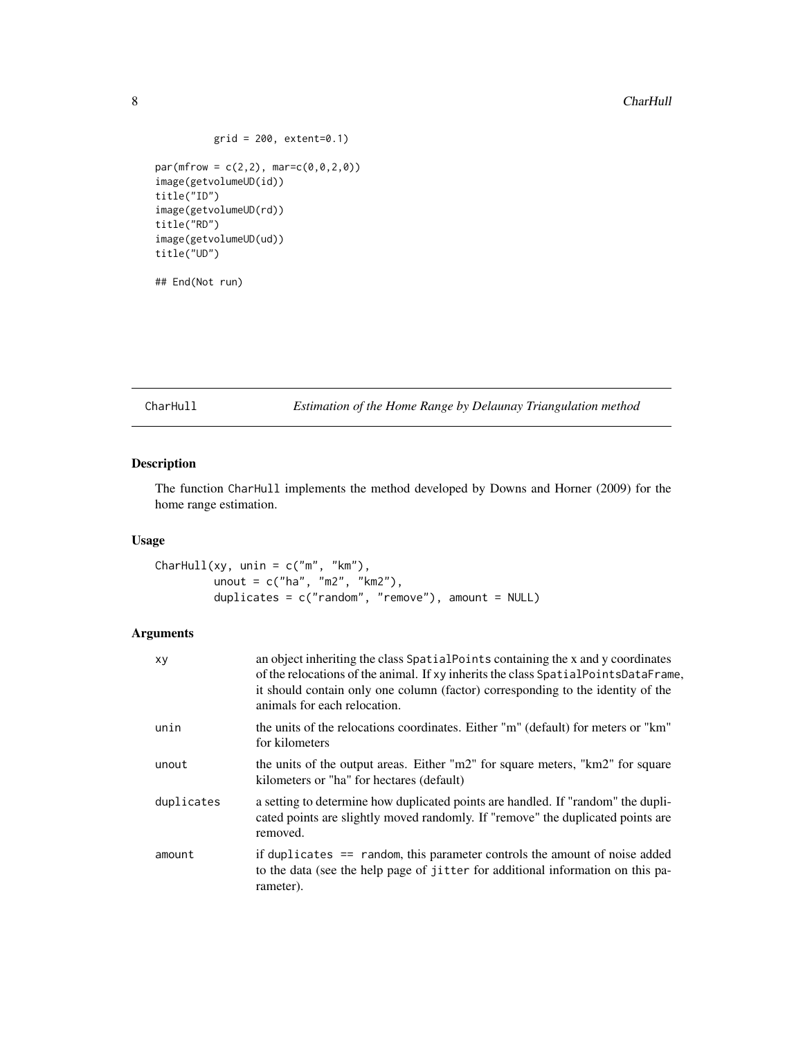```
          grid = 200, extent=0.1)

par(mfrow = c(2,2), mar=c(0,0,2,0))
image(getvolumeUD(id))
title("ID")
image(getvolumeUD(rd))
title("RD")
image(getvolumeUD(ud))
title("UD")

## End(Not run)
```

## CharHull *Estimation of the Home Range by Delaunay Triangulation method*

### Description

The function CharHull implements the method developed by Downs and Horner (2009) for the home range estimation.

### Usage

```
CharHull(xy, unin = c("m", "km"),
         unout = c("ha", "m2", "km2"),
         duplicates = c("random", "remove"), amount = NULL)
```

### Arguments

| | |
|---|---|
| xy | an object inheriting the class SpatialPoints containing the x and y coordinates of the relocations of the animal. If xy inherits the class SpatialPointsDataFrame, it should contain only one column (factor) corresponding to the identity of the animals for each relocation. |
| unin | the units of the relocations coordinates. Either "m" (default) for meters or "km" for kilometers |
| unout | the units of the output areas. Either "m2" for square meters, "km2" for square kilometers or "ha" for hectares (default) |
| duplicates | a setting to determine how duplicated points are handled. If "random" the duplicated points are slightly moved randomly. If "remove" the duplicated points are removed. |
| amount | if duplicates == random, this parameter controls the amount of noise added to the data (see the help page of jitter for additional information on this parameter). |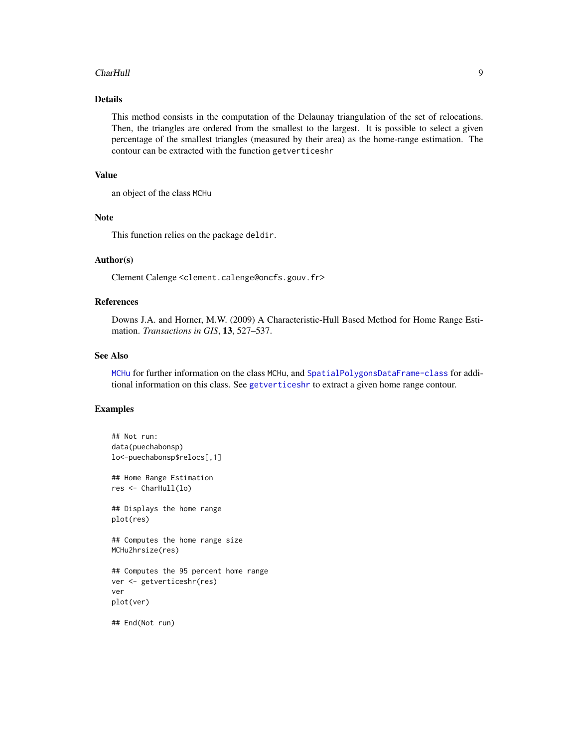## Details

This method consists in the computation of the Delaunay triangulation of the set of relocations. Then, the triangles are ordered from the smallest to the largest. It is possible to select a given percentage of the smallest triangles (measured by their area) as the home-range estimation. The contour can be extracted with the function `getverticeshr`

## Value

an object of the class `MCHu`

## Note

This function relies on the package `deldir`.

## Author(s)

Clement Calenge <clement.calenge@oncfs.gouv.fr>

## References

Downs J.A. and Horner, M.W. (2009) A Characteristic-Hull Based Method for Home Range Estimation. *Transactions in GIS*, **13**, 527–537.

## See Also

`MCHu` for further information on the class `MCHu`, and `SpatialPolygonsDataFrame-class` for additional information on this class. See `getverticeshr` to extract a given home range contour.

## Examples

```
## Not run:
data(puechabonsp)
lo<-puechabonsp$relocs[,1]

## Home Range Estimation
res <- CharHull(lo)

## Displays the home range
plot(res)

## Computes the home range size
MCHu2hrsize(res)

## Computes the 95 percent home range
ver <- getverticeshr(res)
ver
plot(ver)

## End(Not run)
```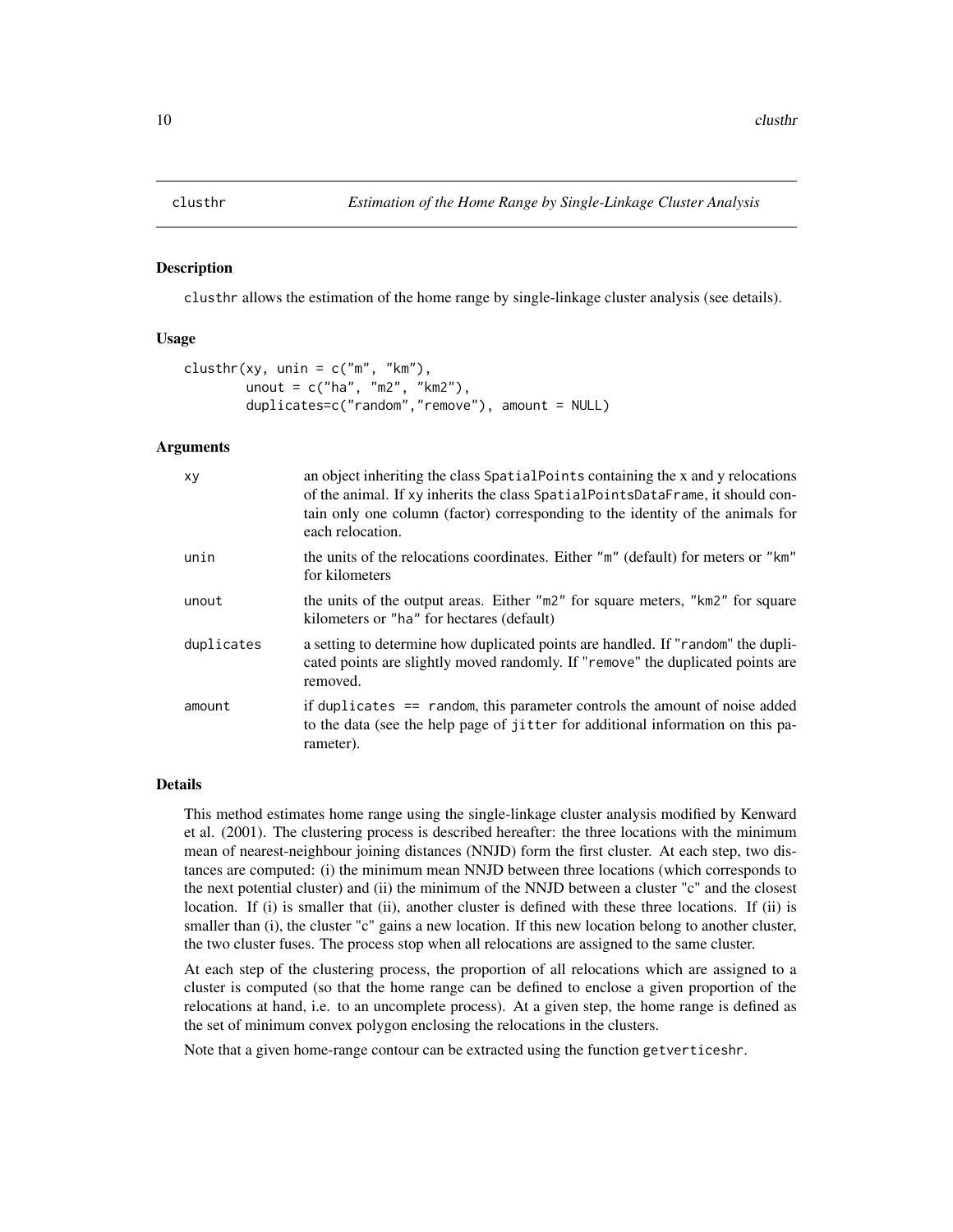# clusthr — *Estimation of the Home Range by Single-Linkage Cluster Analysis*

## Description

`clusthr` allows the estimation of the home range by single-linkage cluster analysis (see details).

## Usage

```
clusthr(xy, unin = c("m", "km"),
        unout = c("ha", "m2", "km2"),
        duplicates=c("random","remove"), amount = NULL)
```

## Arguments

| | |
|---|---|
| `xy` | an object inheriting the class `SpatialPoints` containing the x and y relocations of the animal. If `xy` inherits the class `SpatialPointsDataFrame`, it should contain only one column (factor) corresponding to the identity of the animals for each relocation. |
| `unin` | the units of the relocations coordinates. Either `"m"` (default) for meters or `"km"` for kilometers |
| `unout` | the units of the output areas. Either `"m2"` for square meters, `"km2"` for square kilometers or `"ha"` for hectares (default) |
| `duplicates` | a setting to determine how duplicated points are handled. If `"random"` the duplicated points are slightly moved randomly. If `"remove"` the duplicated points are removed. |
| `amount` | if `duplicates == random`, this parameter controls the amount of noise added to the data (see the help page of `jitter` for additional information on this parameter). |

## Details

This method estimates home range using the single-linkage cluster analysis modified by Kenward et al. (2001). The clustering process is described hereafter: the three locations with the minimum mean of nearest-neighbour joining distances (NNJD) form the first cluster. At each step, two distances are computed: (i) the minimum mean NNJD between three locations (which corresponds to the next potential cluster) and (ii) the minimum of the NNJD between a cluster "c" and the closest location. If (i) is smaller that (ii), another cluster is defined with these three locations. If (ii) is smaller than (i), the cluster "c" gains a new location. If this new location belong to another cluster, the two cluster fuses. The process stop when all relocations are assigned to the same cluster.

At each step of the clustering process, the proportion of all relocations which are assigned to a cluster is computed (so that the home range can be defined to enclose a given proportion of the relocations at hand, i.e. to an uncomplete process). At a given step, the home range is defined as the set of minimum convex polygon enclosing the relocations in the clusters.

Note that a given home-range contour can be extracted using the function `getverticeshr`.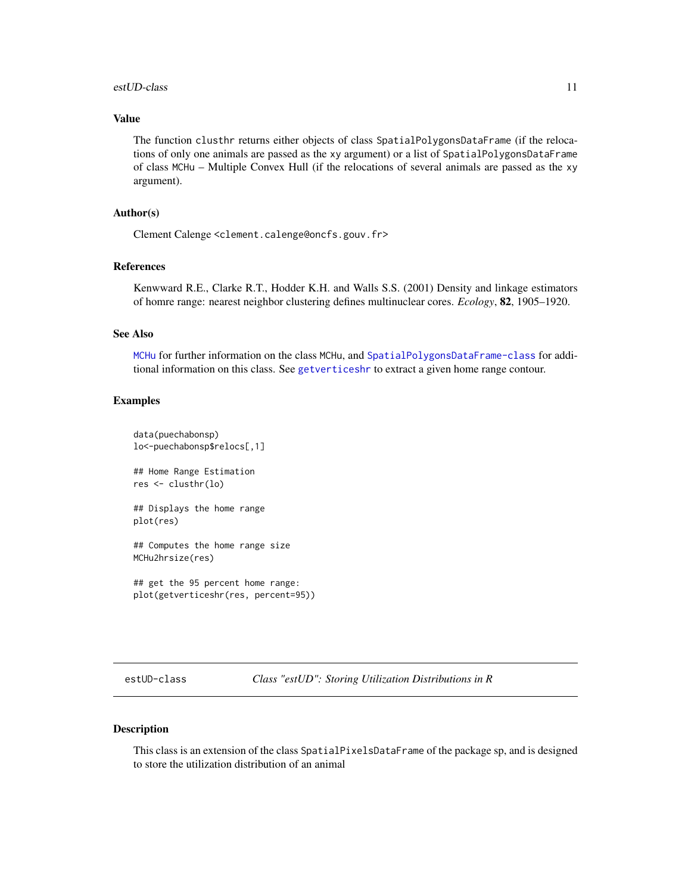## Value

The function `clusthr` returns either objects of class `SpatialPolygonsDataFrame` (if the relocations of only one animals are passed as the `xy` argument) or a list of `SpatialPolygonsDataFrame` of class `MCHu` – Multiple Convex Hull (if the relocations of several animals are passed as the `xy` argument).

## Author(s)

Clement Calenge <clement.calenge@oncfs.gouv.fr>

## References

Kenwward R.E., Clarke R.T., Hodder K.H. and Walls S.S. (2001) Density and linkage estimators of homre range: nearest neighbor clustering defines multinuclear cores. *Ecology*, **82**, 1905–1920.

## See Also

`MCHu` for further information on the class `MCHu`, and `SpatialPolygonsDataFrame-class` for additional information on this class. See `getverticeshr` to extract a given home range contour.

## Examples

```
data(puechabonsp)
lo<-puechabonsp$relocs[,1]

## Home Range Estimation
res <- clusthr(lo)

## Displays the home range
plot(res)

## Computes the home range size
MCHu2hrsize(res)

## get the 95 percent home range:
plot(getverticeshr(res, percent=95))
```

---

# estUD-class — *Class "estUD": Storing Utilization Distributions in R*

## Description

This class is an extension of the class `SpatialPixelsDataFrame` of the package sp, and is designed to store the utilization distribution of an animal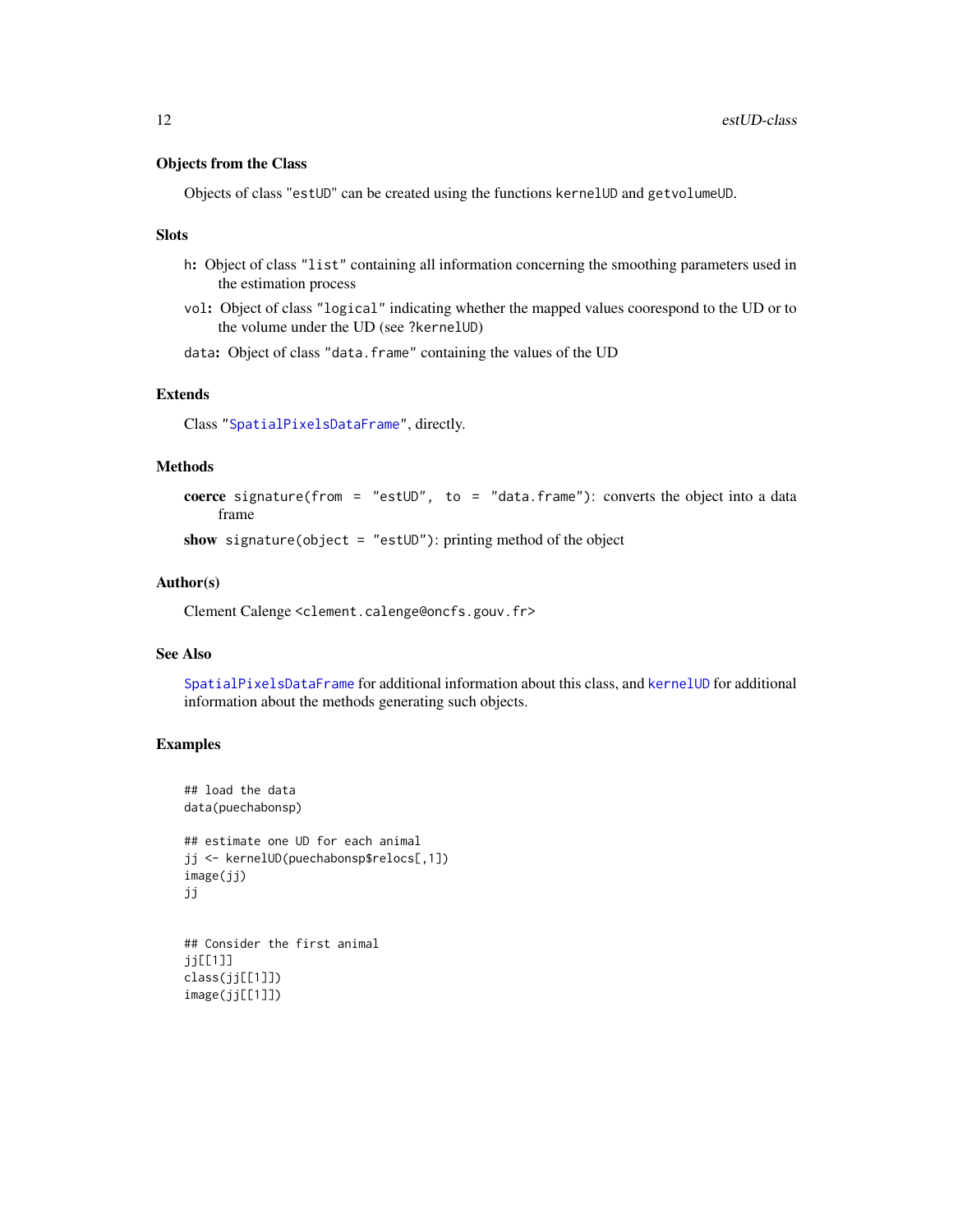### Objects from the Class

Objects of class "estUD" can be created using the functions `kernelUD` and `getvolumeUD`.

### Slots

- `h`: Object of class "list" containing all information concerning the smoothing parameters used in the estimation process
- `vol`: Object of class "logical" indicating whether the mapped values coorespond to the UD or to the volume under the UD (see ?kernelUD)
- `data`: Object of class "data.frame" containing the values of the UD

### Extends

Class "SpatialPixelsDataFrame", directly.

### Methods

- **coerce** `signature(from = "estUD", to = "data.frame")`: converts the object into a data frame
- **show** `signature(object = "estUD")`: printing method of the object

### Author(s)

Clement Calenge <clement.calenge@oncfs.gouv.fr>

### See Also

`SpatialPixelsDataFrame` for additional information about this class, and `kernelUD` for additional information about the methods generating such objects.

### Examples

```
## load the data
data(puechabonsp)

## estimate one UD for each animal
jj <- kernelUD(puechabonsp$relocs[,1])
image(jj)
jj


## Consider the first animal
jj[[1]]
class(jj[[1]])
image(jj[[1]])
```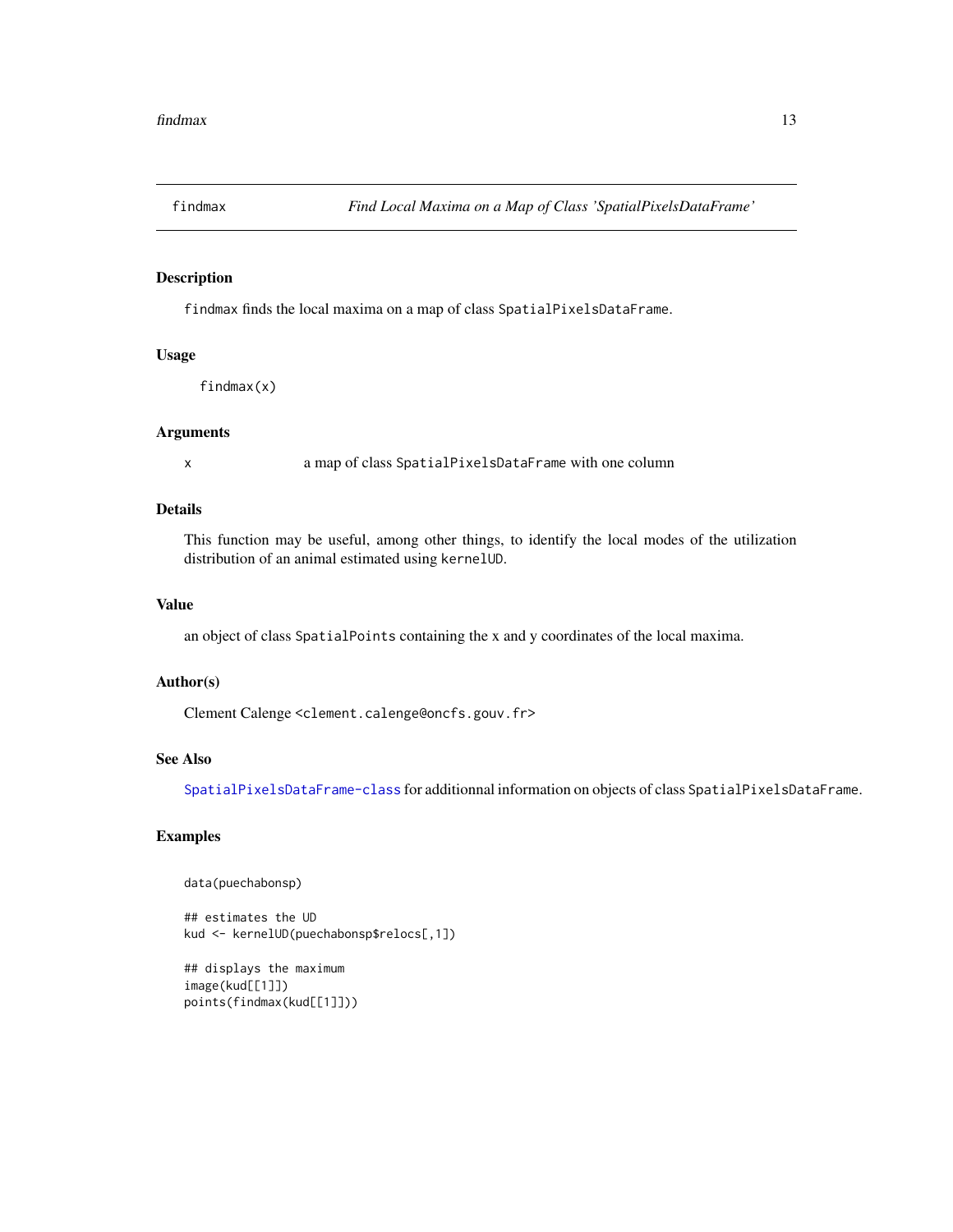# findmax — *Find Local Maxima on a Map of Class 'SpatialPixelsDataFrame'*

## Description

findmax finds the local maxima on a map of class SpatialPixelsDataFrame.

## Usage

```
findmax(x)
```

## Arguments

| | |
|---|---|
| x | a map of class SpatialPixelsDataFrame with one column |

## Details

This function may be useful, among other things, to identify the local modes of the utilization distribution of an animal estimated using kernelUD.

## Value

an object of class SpatialPoints containing the x and y coordinates of the local maxima.

## Author(s)

Clement Calenge <clement.calenge@oncfs.gouv.fr>

## See Also

SpatialPixelsDataFrame-class for additionnal information on objects of class SpatialPixelsDataFrame.

## Examples

```
data(puechabonsp)

## estimates the UD
kud <- kernelUD(puechabonsp$relocs[,1])

## displays the maximum
image(kud[[1]])
points(findmax(kud[[1]]))
```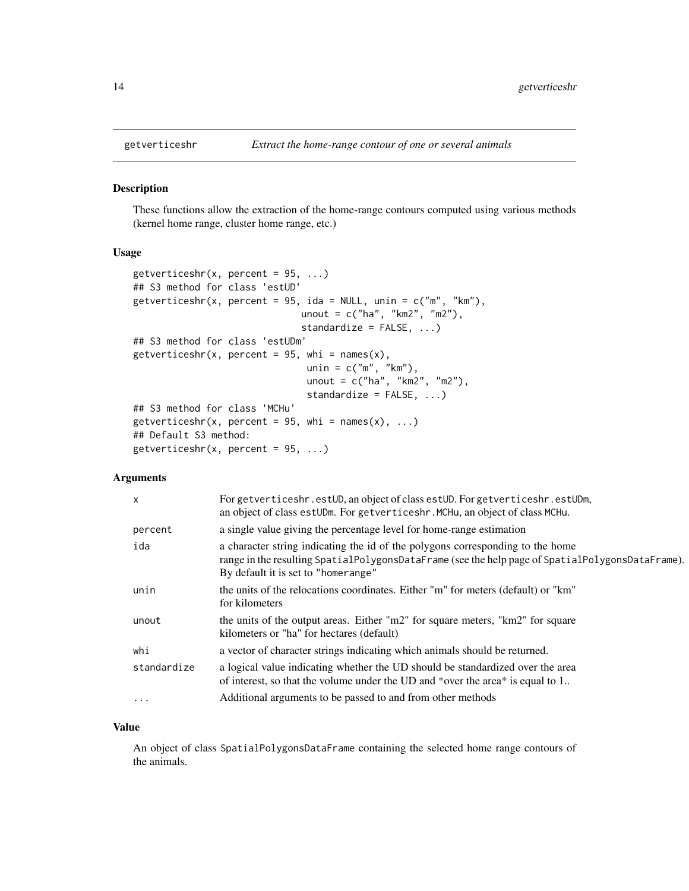## getverticeshr *Extract the home-range contour of one or several animals*

### Description

These functions allow the extraction of the home-range contours computed using various methods (kernel home range, cluster home range, etc.)

### Usage

```
getverticeshr(x, percent = 95, ...)
## S3 method for class 'estUD'
getverticeshr(x, percent = 95, ida = NULL, unin = c("m", "km"),
                              unout = c("ha", "km2", "m2"),
                              standardize = FALSE, ...)
## S3 method for class 'estUDm'
getverticeshr(x, percent = 95, whi = names(x),
                               unin = c("m", "km"),
                               unout = c("ha", "km2", "m2"),
                               standardize = FALSE, ...)
## S3 method for class 'MCHu'
getverticeshr(x, percent = 95, whi = names(x), ...)
## Default S3 method:
getverticeshr(x, percent = 95, ...)
```

### Arguments

| | |
|---|---|
| `x` | For `getverticeshr.estUD`, an object of class `estUD`. For `getverticeshr.estUDm`, an object of class `estUDm`. For `getverticeshr.MCHu`, an object of class `MCHu`. |
| `percent` | a single value giving the percentage level for home-range estimation |
| `ida` | a character string indicating the id of the polygons corresponding to the home range in the resulting `SpatialPolygonsDataFrame` (see the help page of `SpatialPolygonsDataFrame`). By default it is set to `"homerange"` |
| `unin` | the units of the relocations coordinates. Either "m" for meters (default) or "km" for kilometers |
| `unout` | the units of the output areas. Either "m2" for square meters, "km2" for square kilometers or "ha" for hectares (default) |
| `whi` | a vector of character strings indicating which animals should be returned. |
| `standardize` | a logical value indicating whether the UD should be standardized over the area of interest, so that the volume under the UD and *over the area* is equal to 1.. |
| `...` | Additional arguments to be passed to and from other methods |

### Value

An object of class `SpatialPolygonsDataFrame` containing the selected home range contours of the animals.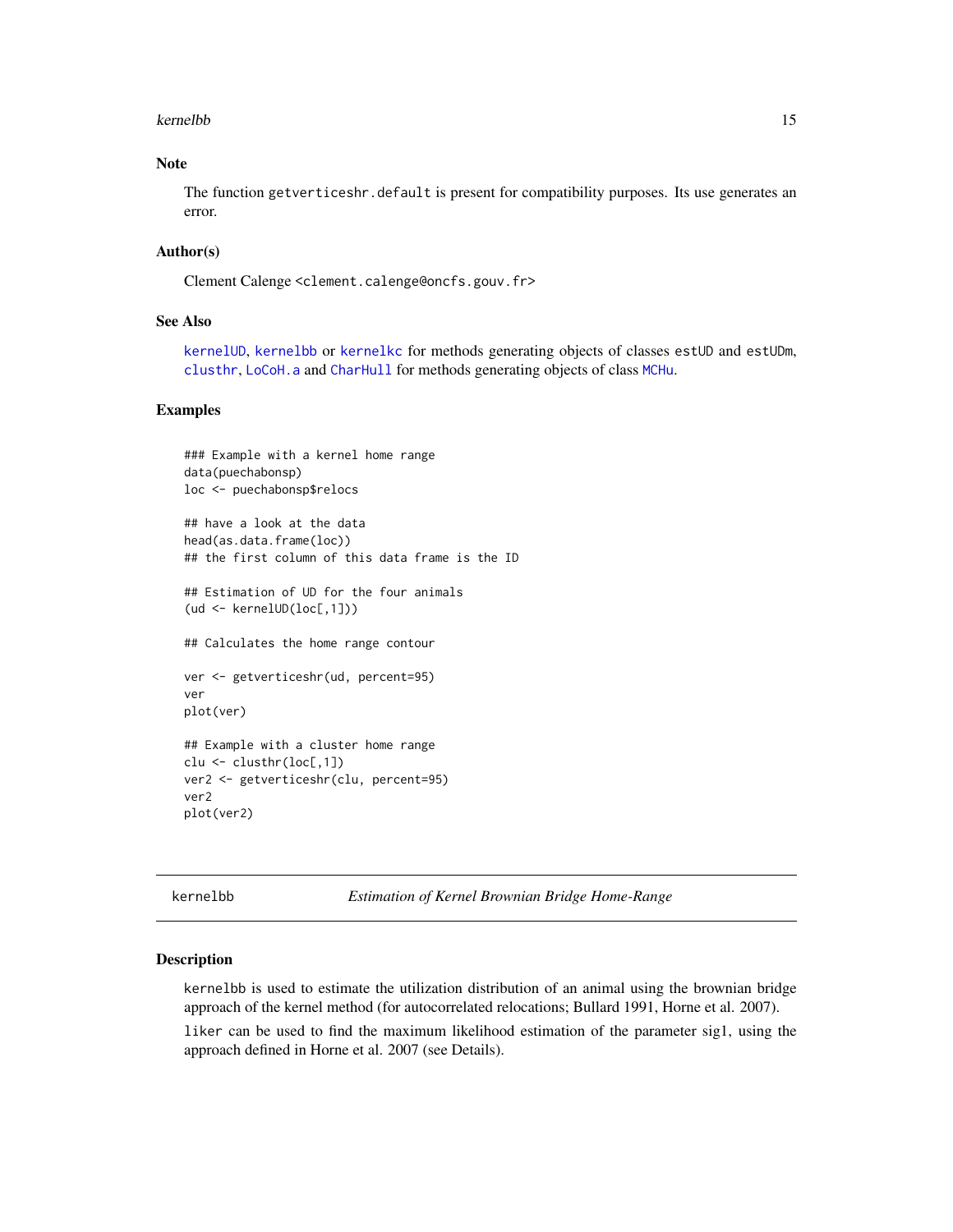## Note

The function `getverticeshr.default` is present for compatibility purposes. Its use generates an error.

## Author(s)

Clement Calenge <clement.calenge@oncfs.gouv.fr>

## See Also

kernelUD, kernelbb or kernelkc for methods generating objects of classes estUD and estUDm, clusthr, LoCoH.a and CharHull for methods generating objects of class MCHu.

## Examples

```
### Example with a kernel home range
data(puechabonsp)
loc <- puechabonsp$relocs

## have a look at the data
head(as.data.frame(loc))
## the first column of this data frame is the ID

## Estimation of UD for the four animals
(ud <- kernelUD(loc[,1]))

## Calculates the home range contour

ver <- getverticeshr(ud, percent=95)
ver
plot(ver)

## Example with a cluster home range
clu <- clusthr(loc[,1])
ver2 <- getverticeshr(clu, percent=95)
ver2
plot(ver2)
```

---

# kernelbb — *Estimation of Kernel Brownian Bridge Home-Range*

## Description

kernelbb is used to estimate the utilization distribution of an animal using the brownian bridge approach of the kernel method (for autocorrelated relocations; Bullard 1991, Horne et al. 2007).

liker can be used to find the maximum likelihood estimation of the parameter sig1, using the approach defined in Horne et al. 2007 (see Details).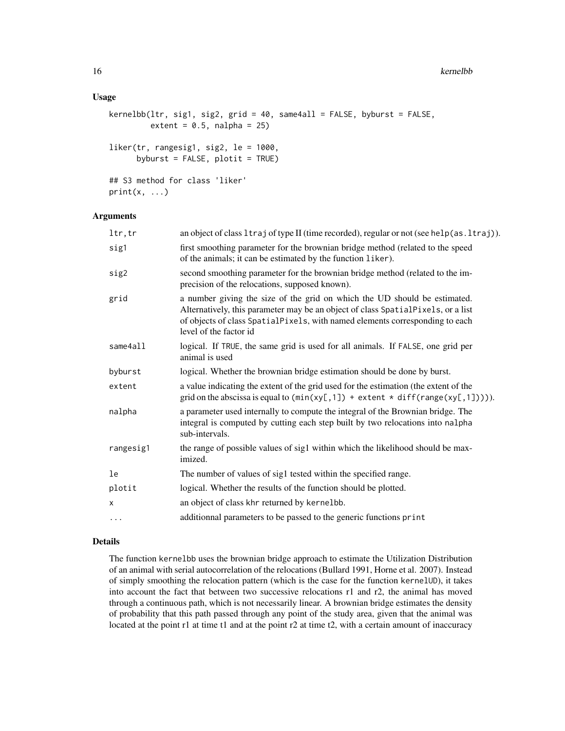### Usage

```
kernelbb(ltr, sig1, sig2, grid = 40, same4all = FALSE, byburst = FALSE,
         extent = 0.5, nalpha = 25)

liker(tr, rangesig1, sig2, le = 1000,
      byburst = FALSE, plotit = TRUE)

## S3 method for class 'liker'
print(x, ...)
```

### Arguments

| | |
|---|---|
| `ltr,tr` | an object of class `ltraj` of type II (time recorded), regular or not (see `help(as.ltraj)`). |
| `sig1` | first smoothing parameter for the brownian bridge method (related to the speed of the animals; it can be estimated by the function `liker`). |
| `sig2` | second smoothing parameter for the brownian bridge method (related to the imprecision of the relocations, supposed known). |
| `grid` | a number giving the size of the grid on which the UD should be estimated. Alternatively, this parameter may be an object of class `SpatialPixels`, or a list of objects of class `SpatialPixels`, with named elements corresponding to each level of the factor id |
| `same4all` | logical. If `TRUE`, the same grid is used for all animals. If `FALSE`, one grid per animal is used |
| `byburst` | logical. Whether the brownian bridge estimation should be done by burst. |
| `extent` | a value indicating the extent of the grid used for the estimation (the extent of the grid on the abscissa is equal to `(min(xy[,1]) + extent * diff(range(xy[,1])))`). |
| `nalpha` | a parameter used internally to compute the integral of the Brownian bridge. The integral is computed by cutting each step built by two relocations into `nalpha` sub-intervals. |
| `rangesig1` | the range of possible values of sig1 within which the likelihood should be maximized. |
| `le` | The number of values of sig1 tested within the specified range. |
| `plotit` | logical. Whether the results of the function should be plotted. |
| `x` | an object of class `khr` returned by `kernelbb`. |
| `...` | additionnal parameters to be passed to the generic functions `print` |

### Details

The function `kernelbb` uses the brownian bridge approach to estimate the Utilization Distribution of an animal with serial autocorrelation of the relocations (Bullard 1991, Horne et al. 2007). Instead of simply smoothing the relocation pattern (which is the case for the function `kernelUD`), it takes into account the fact that between two successive relocations r1 and r2, the animal has moved through a continuous path, which is not necessarily linear. A brownian bridge estimates the density of probability that this path passed through any point of the study area, given that the animal was located at the point r1 at time t1 and at the point r2 at time t2, with a certain amount of inaccuracy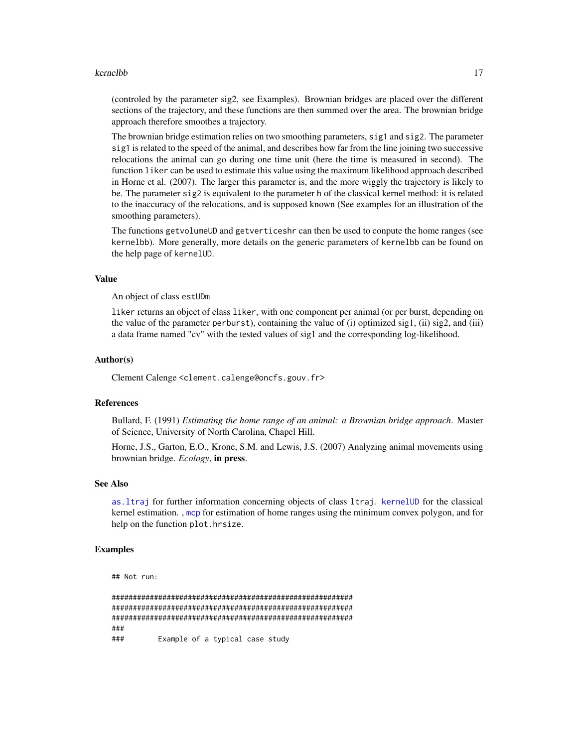(controled by the parameter sig2, see Examples). Brownian bridges are placed over the different sections of the trajectory, and these functions are then summed over the area. The brownian bridge approach therefore smoothes a trajectory.

The brownian bridge estimation relies on two smoothing parameters, `sig1` and `sig2`. The parameter `sig1` is related to the speed of the animal, and describes how far from the line joining two successive relocations the animal can go during one time unit (here the time is measured in second). The function `liker` can be used to estimate this value using the maximum likelihood approach described in Horne et al. (2007). The larger this parameter is, and the more wiggly the trajectory is likely to be. The parameter `sig2` is equivalent to the parameter `h` of the classical kernel method: it is related to the inaccuracy of the relocations, and is supposed known (See examples for an illustration of the smoothing parameters).

The functions `getvolumeUD` and `getverticeshr` can then be used to conpute the home ranges (see `kernelbb`). More generally, more details on the generic parameters of `kernelbb` can be found on the help page of `kernelUD`.

## Value

An object of class `estUDm`

`liker` returns an object of class `liker`, with one component per animal (or per burst, depending on the value of the parameter `perburst`), containing the value of (i) optimized sig1, (ii) sig2, and (iii) a data frame named "cv" with the tested values of sig1 and the corresponding log-likelihood.

## Author(s)

Clement Calenge <clement.calenge@oncfs.gouv.fr>

## References

Bullard, F. (1991) *Estimating the home range of an animal: a Brownian bridge approach*. Master of Science, University of North Carolina, Chapel Hill.

Horne, J.S., Garton, E.O., Krone, S.M. and Lewis, J.S. (2007) Analyzing animal movements using brownian bridge. *Ecology*, **in press**.

## See Also

`as.ltraj` for further information concerning objects of class `ltraj`. `kernelUD` for the classical kernel estimation. , `mcp` for estimation of home ranges using the minimum convex polygon, and for help on the function `plot.hrsize`.

## Examples

```
## Not run:

##########################################################
##########################################################
##########################################################
###
###        Example of a typical case study
```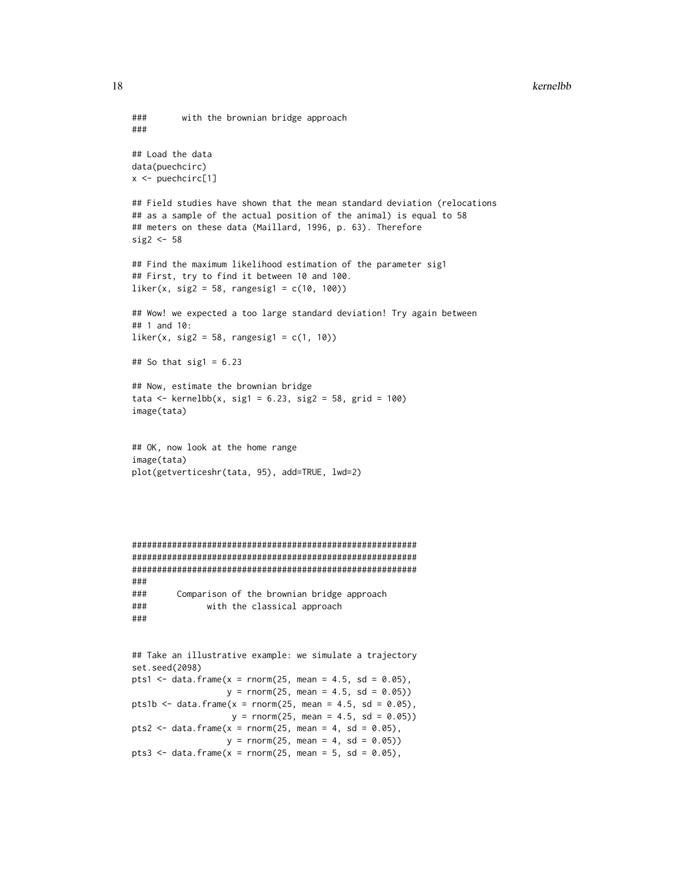```
###       with the brownian bridge approach
###

## Load the data
data(puechcirc)
x <- puechcirc[1]

## Field studies have shown that the mean standard deviation (relocations
## as a sample of the actual position of the animal) is equal to 58
## meters on these data (Maillard, 1996, p. 63). Therefore
sig2 <- 58

## Find the maximum likelihood estimation of the parameter sig1
## First, try to find it between 10 and 100.
liker(x, sig2 = 58, rangesig1 = c(10, 100))

## Wow! we expected a too large standard deviation! Try again between
## 1 and 10:
liker(x, sig2 = 58, rangesig1 = c(1, 10))

## So that sig1 = 6.23

## Now, estimate the brownian bridge
tata <- kernelbb(x, sig1 = 6.23, sig2 = 58, grid = 100)
image(tata)


## OK, now look at the home range
image(tata)
plot(getverticeshr(tata, 95), add=TRUE, lwd=2)




########################################################
########################################################
########################################################
###
###      Comparison of the brownian bridge approach
###            with the classical approach
###


## Take an illustrative example: we simulate a trajectory
set.seed(2098)
pts1 <- data.frame(x = rnorm(25, mean = 4.5, sd = 0.05),
                   y = rnorm(25, mean = 4.5, sd = 0.05))
pts1b <- data.frame(x = rnorm(25, mean = 4.5, sd = 0.05),
                    y = rnorm(25, mean = 4.5, sd = 0.05))
pts2 <- data.frame(x = rnorm(25, mean = 4, sd = 0.05),
                   y = rnorm(25, mean = 4, sd = 0.05))
pts3 <- data.frame(x = rnorm(25, mean = 5, sd = 0.05),
```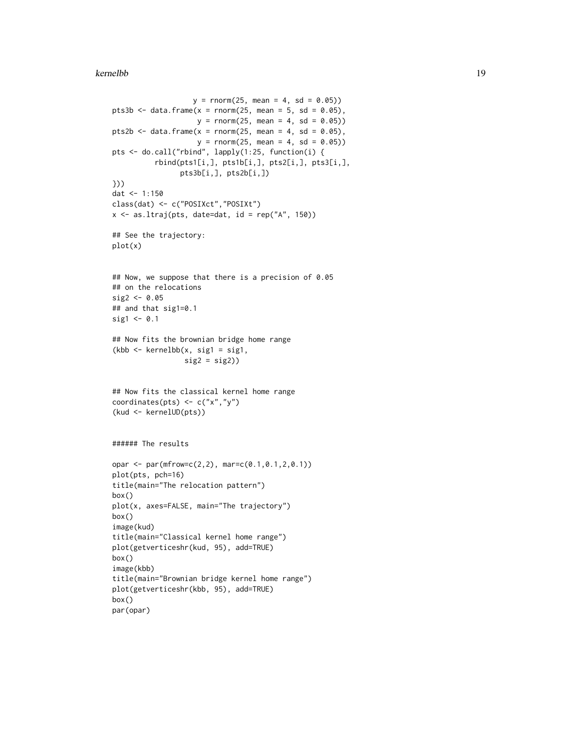```
                     y = rnorm(25, mean = 4, sd = 0.05))
pts3b <- data.frame(x = rnorm(25, mean = 5, sd = 0.05),
                    y = rnorm(25, mean = 4, sd = 0.05))
pts2b <- data.frame(x = rnorm(25, mean = 4, sd = 0.05),
                    y = rnorm(25, mean = 4, sd = 0.05))
pts <- do.call("rbind", lapply(1:25, function(i) {
          rbind(pts1[i,], pts1b[i,], pts2[i,], pts3[i,],
                pts3b[i,], pts2b[i,])
}))
dat <- 1:150
class(dat) <- c("POSIXct","POSIXt")
x <- as.ltraj(pts, date=dat, id = rep("A", 150))

## See the trajectory:
plot(x)


## Now, we suppose that there is a precision of 0.05
## on the relocations
sig2 <- 0.05
## and that sig1=0.1
sig1 <- 0.1

## Now fits the brownian bridge home range
(kbb <- kernelbb(x, sig1 = sig1,
                 sig2 = sig2))


## Now fits the classical kernel home range
coordinates(pts) <- c("x","y")
(kud <- kernelUD(pts))


###### The results

opar <- par(mfrow=c(2,2), mar=c(0.1,0.1,2,0.1))
plot(pts, pch=16)
title(main="The relocation pattern")
box()
plot(x, axes=FALSE, main="The trajectory")
box()
image(kud)
title(main="Classical kernel home range")
plot(getverticeshr(kud, 95), add=TRUE)
box()
image(kbb)
title(main="Brownian bridge kernel home range")
plot(getverticeshr(kbb, 95), add=TRUE)
box()
par(opar)
```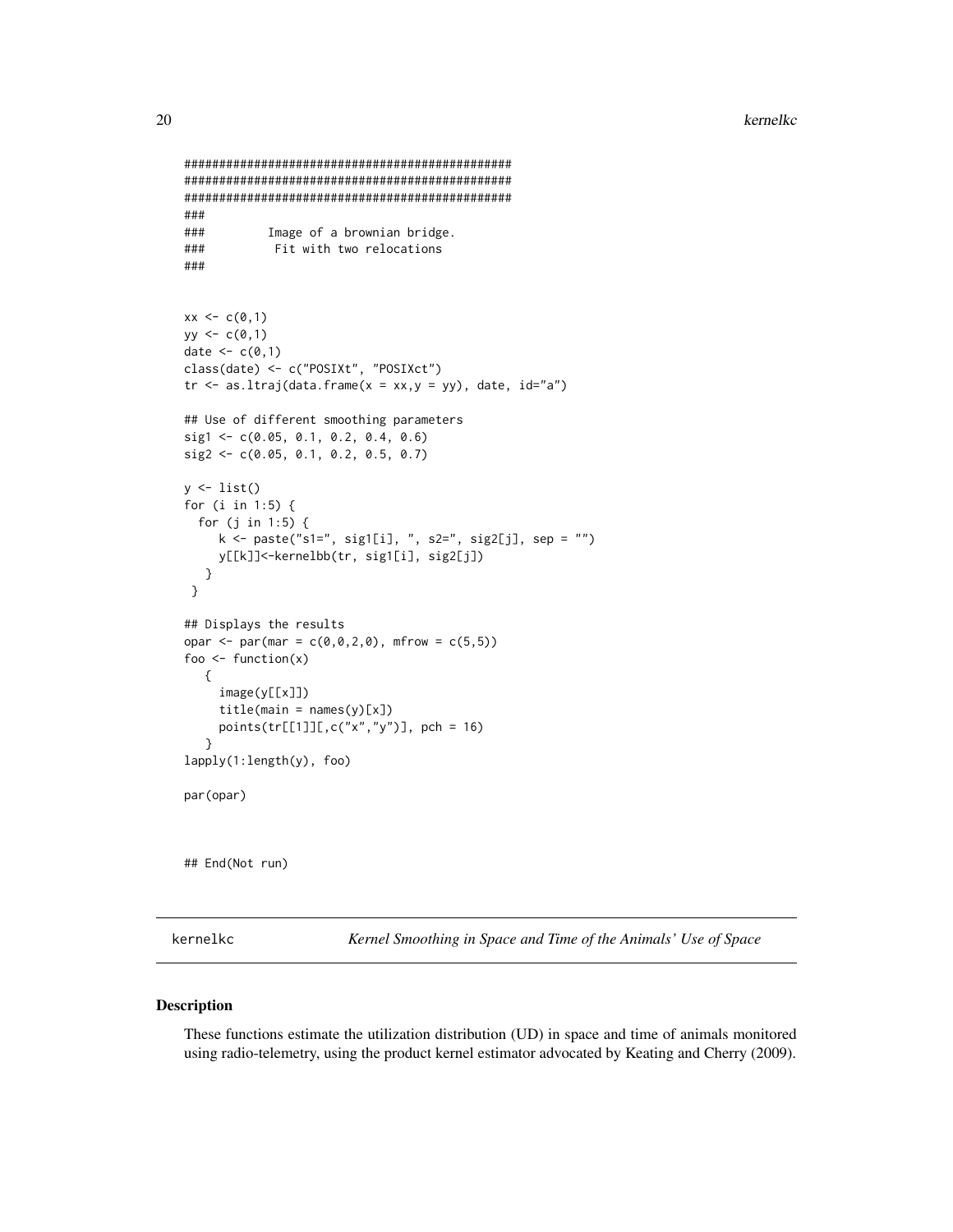```
###############################################
###############################################
###############################################
###
###         Image of a brownian bridge.
###          Fit with two relocations
###


xx <- c(0,1)
yy <- c(0,1)
date <- c(0,1)
class(date) <- c("POSIXt", "POSIXct")
tr <- as.ltraj(data.frame(x = xx,y = yy), date, id="a")

## Use of different smoothing parameters
sig1 <- c(0.05, 0.1, 0.2, 0.4, 0.6)
sig2 <- c(0.05, 0.1, 0.2, 0.5, 0.7)

y <- list()
for (i in 1:5) {
  for (j in 1:5) {
     k <- paste("s1=", sig1[i], ", s2=", sig2[j], sep = "")
     y[[k]]<-kernelbb(tr, sig1[i], sig2[j])
   }
 }

## Displays the results
opar <- par(mar = c(0,0,2,0), mfrow = c(5,5))
foo <- function(x)
   {
     image(y[[x]])
     title(main = names(y)[x])
     points(tr[[1]][,c("x","y")], pch = 16)
   }
lapply(1:length(y), foo)

par(opar)



## End(Not run)
```

---

kernelkc — *Kernel Smoothing in Space and Time of the Animals' Use of Space*

---

## Description

These functions estimate the utilization distribution (UD) in space and time of animals monitored using radio-telemetry, using the product kernel estimator advocated by Keating and Cherry (2009).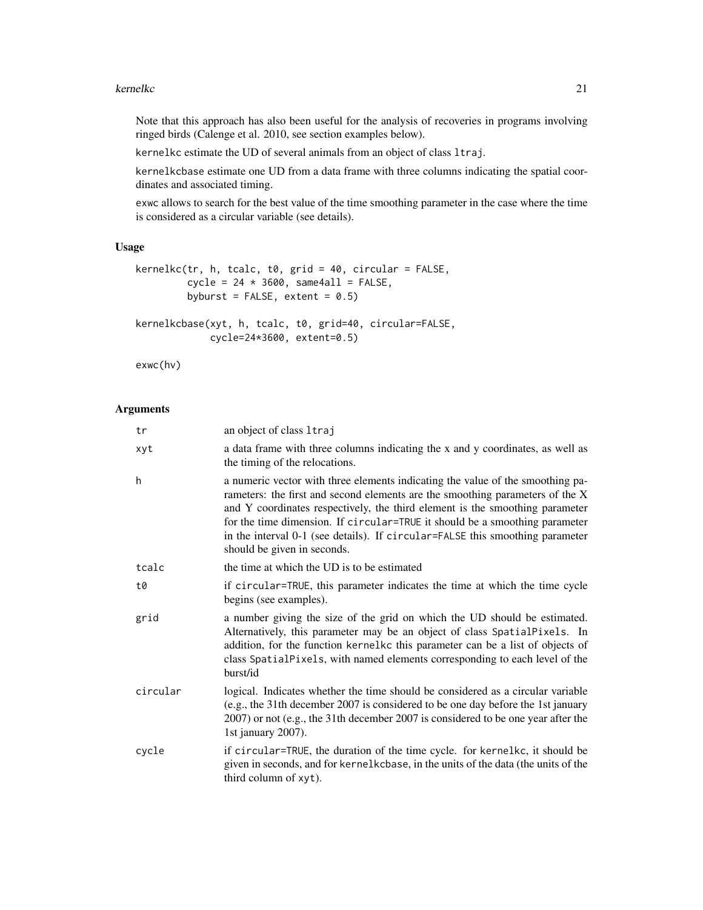Note that this approach has also been useful for the analysis of recoveries in programs involving ringed birds (Calenge et al. 2010, see section examples below).

kernelkc estimate the UD of several animals from an object of class ltraj.

kernelkcbase estimate one UD from a data frame with three columns indicating the spatial coordinates and associated timing.

exwc allows to search for the best value of the time smoothing parameter in the case where the time is considered as a circular variable (see details).

## Usage

```
kernelkc(tr, h, tcalc, t0, grid = 40, circular = FALSE,
         cycle = 24 * 3600, same4all = FALSE,
         byburst = FALSE, extent = 0.5)

kernelkcbase(xyt, h, tcalc, t0, grid=40, circular=FALSE,
             cycle=24*3600, extent=0.5)

exwc(hv)
```

## Arguments

| | |
|---|---|
| tr | an object of class ltraj |
| xyt | a data frame with three columns indicating the x and y coordinates, as well as the timing of the relocations. |
| h | a numeric vector with three elements indicating the value of the smoothing parameters: the first and second elements are the smoothing parameters of the X and Y coordinates respectively, the third element is the smoothing parameter for the time dimension. If circular=TRUE it should be a smoothing parameter in the interval 0-1 (see details). If circular=FALSE this smoothing parameter should be given in seconds. |
| tcalc | the time at which the UD is to be estimated |
| t0 | if circular=TRUE, this parameter indicates the time at which the time cycle begins (see examples). |
| grid | a number giving the size of the grid on which the UD should be estimated. Alternatively, this parameter may be an object of class SpatialPixels. In addition, for the function kernelkc this parameter can be a list of objects of class SpatialPixels, with named elements corresponding to each level of the burst/id |
| circular | logical. Indicates whether the time should be considered as a circular variable (e.g., the 31th december 2007 is considered to be one day before the 1st january 2007) or not (e.g., the 31th december 2007 is considered to be one year after the 1st january 2007). |
| cycle | if circular=TRUE, the duration of the time cycle. for kernelkc, it should be given in seconds, and for kernelkcbase, in the units of the data (the units of the third column of xyt). |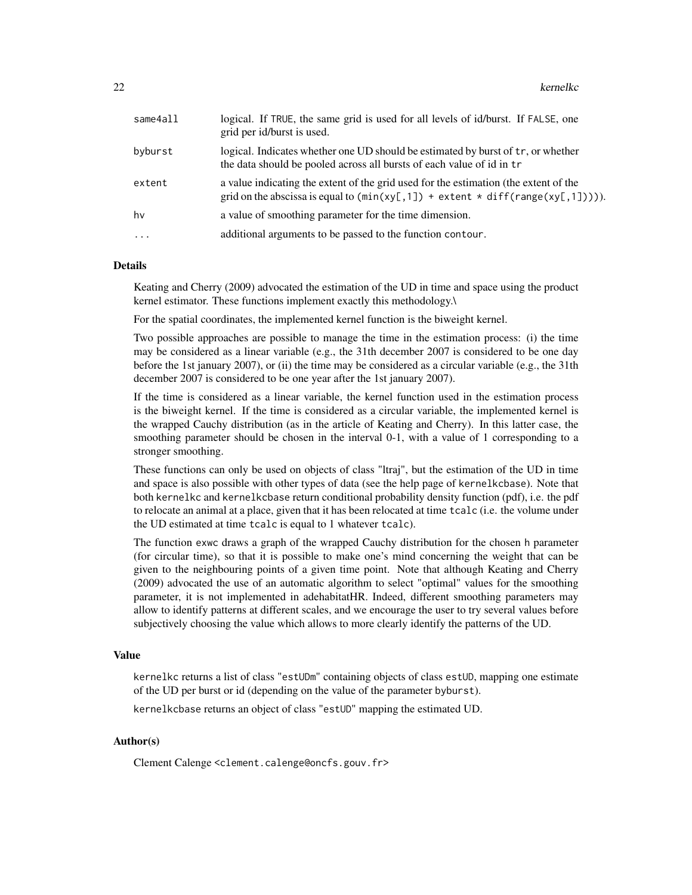| | |
|---|---|
| `same4all` | logical. If `TRUE`, the same grid is used for all levels of id/burst. If `FALSE`, one grid per id/burst is used. |
| `byburst` | logical. Indicates whether one UD should be estimated by burst of `tr`, or whether the data should be pooled across all bursts of each value of id in `tr` |
| `extent` | a value indicating the extent of the grid used for the estimation (the extent of the grid on the abscissa is equal to `(min(xy[,1]) + extent * diff(range(xy[,1])))`. |
| `hv` | a value of smoothing parameter for the time dimension. |
| `...` | additional arguments to be passed to the function `contour`. |

### Details

Keating and Cherry (2009) advocated the estimation of the UD in time and space using the product kernel estimator. These functions implement exactly this methodology.\

For the spatial coordinates, the implemented kernel function is the biweight kernel.

Two possible approaches are possible to manage the time in the estimation process: (i) the time may be considered as a linear variable (e.g., the 31th december 2007 is considered to be one day before the 1st january 2007), or (ii) the time may be considered as a circular variable (e.g., the 31th december 2007 is considered to be one year after the 1st january 2007).

If the time is considered as a linear variable, the kernel function used in the estimation process is the biweight kernel. If the time is considered as a circular variable, the implemented kernel is the wrapped Cauchy distribution (as in the article of Keating and Cherry). In this latter case, the smoothing parameter should be chosen in the interval 0-1, with a value of 1 corresponding to a stronger smoothing.

These functions can only be used on objects of class "ltraj", but the estimation of the UD in time and space is also possible with other types of data (see the help page of `kernelkcbase`). Note that both `kernelkc` and `kernelkcbase` return conditional probability density function (pdf), i.e. the pdf to relocate an animal at a place, given that it has been relocated at time `tcalc` (i.e. the volume under the UD estimated at time `tcalc` is equal to 1 whatever `tcalc`).

The function `exwc` draws a graph of the wrapped Cauchy distribution for the chosen `h` parameter (for circular time), so that it is possible to make one's mind concerning the weight that can be given to the neighbouring points of a given time point. Note that although Keating and Cherry (2009) advocated the use of an automatic algorithm to select "optimal" values for the smoothing parameter, it is not implemented in adehabitatHR. Indeed, different smoothing parameters may allow to identify patterns at different scales, and we encourage the user to try several values before subjectively choosing the value which allows to more clearly identify the patterns of the UD.

### Value

`kernelkc` returns a list of class "`estUDm`" containing objects of class `estUD`, mapping one estimate of the UD per burst or id (depending on the value of the parameter `byburst`).

`kernelkcbase` returns an object of class "`estUD`" mapping the estimated UD.

### Author(s)

Clement Calenge <clement.calenge@oncfs.gouv.fr>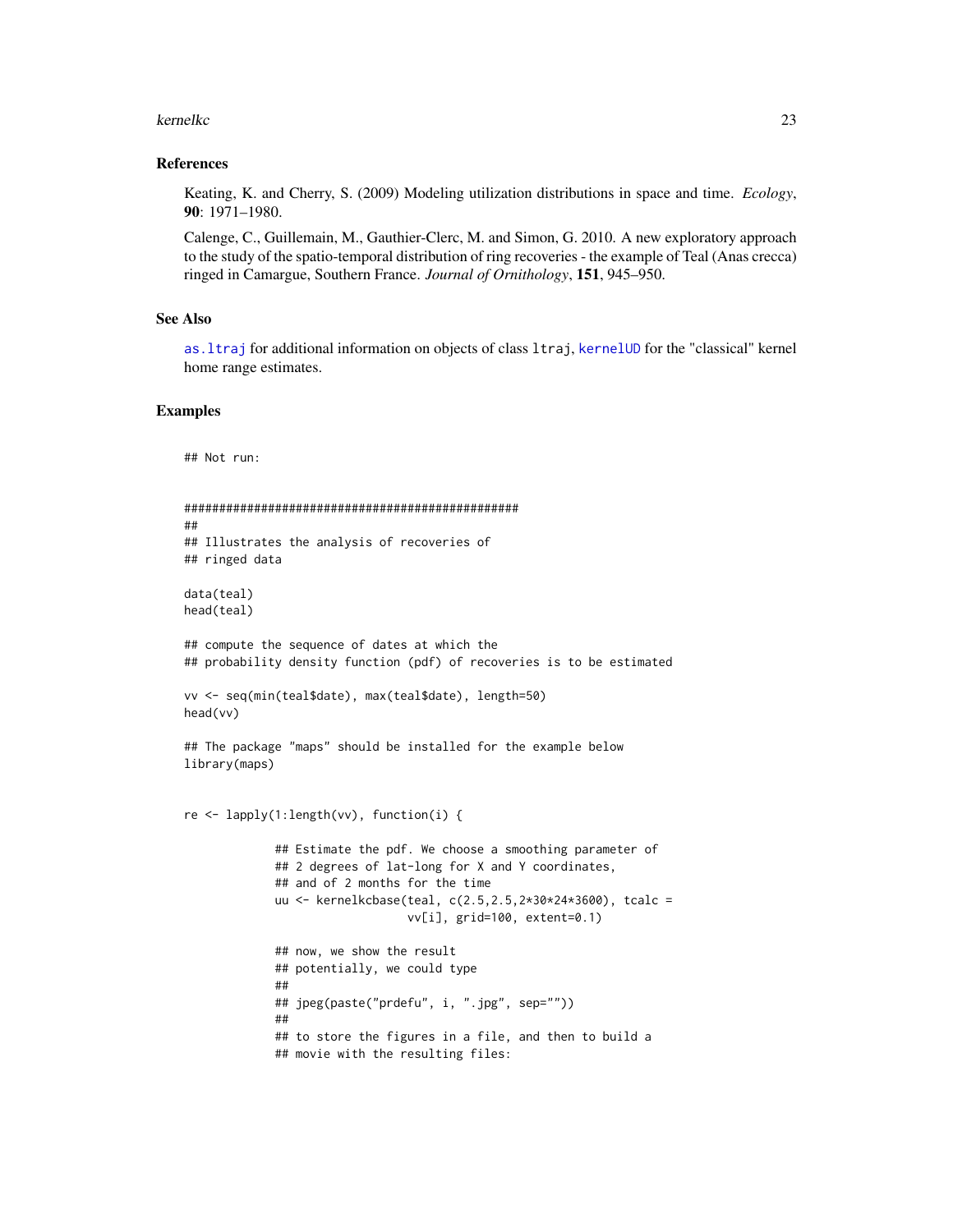### References

Keating, K. and Cherry, S. (2009) Modeling utilization distributions in space and time. *Ecology*, **90**: 1971–1980.

Calenge, C., Guillemain, M., Gauthier-Clerc, M. and Simon, G. 2010. A new exploratory approach to the study of the spatio-temporal distribution of ring recoveries - the example of Teal (Anas crecca) ringed in Camargue, Southern France. *Journal of Ornithology*, **151**, 945–950.

### See Also

as.ltraj for additional information on objects of class ltraj, kernelUD for the "classical" kernel home range estimates.

### Examples

```
## Not run:


################################################
##
## Illustrates the analysis of recoveries of
## ringed data

data(teal)
head(teal)

## compute the sequence of dates at which the
## probability density function (pdf) of recoveries is to be estimated

vv <- seq(min(teal$date), max(teal$date), length=50)
head(vv)

## The package "maps" should be installed for the example below
library(maps)


re <- lapply(1:length(vv), function(i) {

             ## Estimate the pdf. We choose a smoothing parameter of
             ## 2 degrees of lat-long for X and Y coordinates,
             ## and of 2 months for the time
             uu <- kernelkcbase(teal, c(2.5,2.5,2*30*24*3600), tcalc =
                                vv[i], grid=100, extent=0.1)

             ## now, we show the result
             ## potentially, we could type
             ##
             ## jpeg(paste("prdefu", i, ".jpg", sep=""))
             ##
             ## to store the figures in a file, and then to build a
             ## movie with the resulting files:
```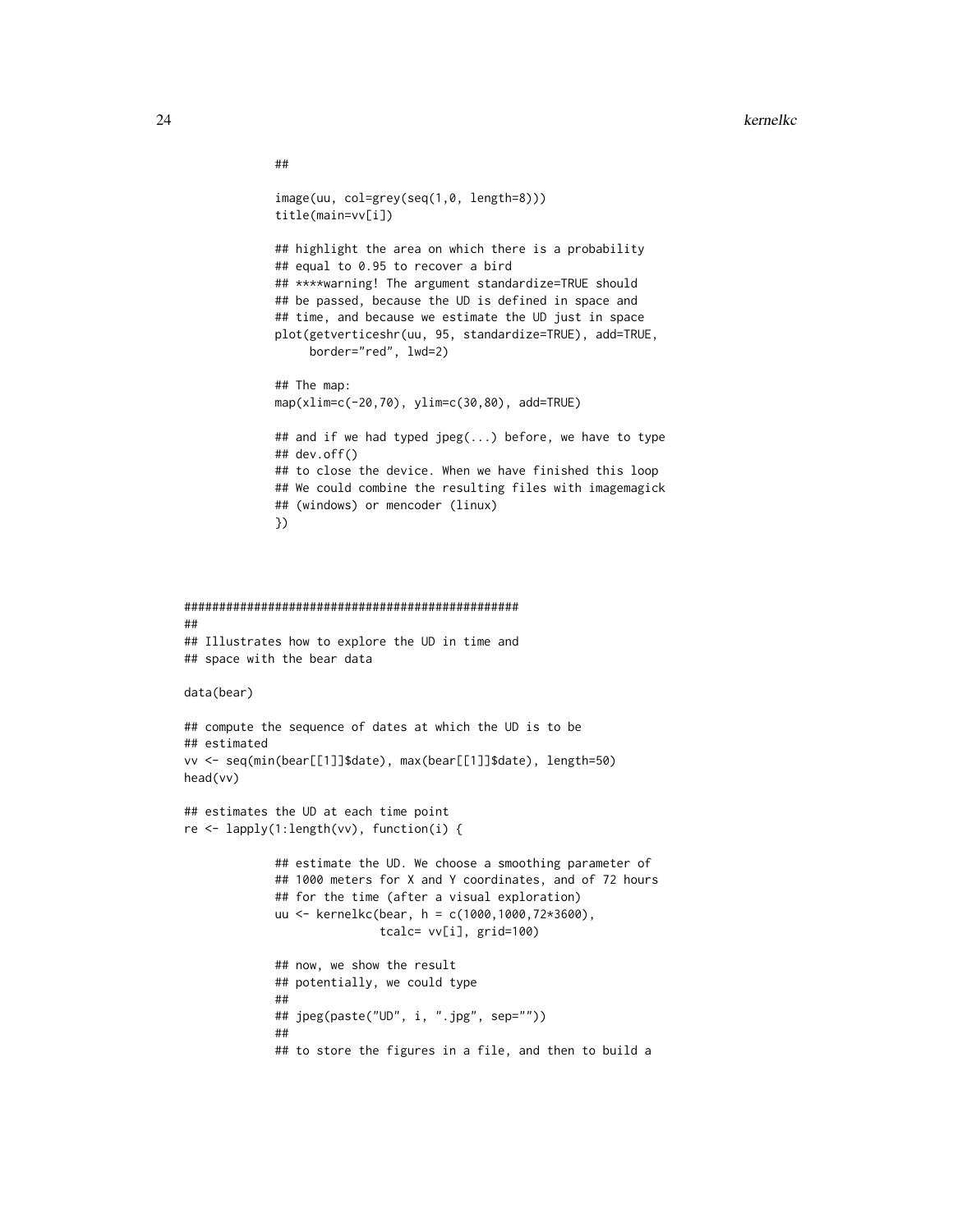```
            ##

            image(uu, col=grey(seq(1,0, length=8)))
            title(main=vv[i])

            ## highlight the area on which there is a probability
            ## equal to 0.95 to recover a bird
            ## ****warning! The argument standardize=TRUE should
            ## be passed, because the UD is defined in space and
            ## time, and because we estimate the UD just in space
            plot(getverticeshr(uu, 95, standardize=TRUE), add=TRUE,
                 border="red", lwd=2)

            ## The map:
            map(xlim=c(-20,70), ylim=c(30,80), add=TRUE)

            ## and if we had typed jpeg(...) before, we have to type
            ## dev.off()
            ## to close the device. When we have finished this loop
            ## We could combine the resulting files with imagemagick
            ## (windows) or mencoder (linux)
            })



##################################################
##
## Illustrates how to explore the UD in time and
## space with the bear data

data(bear)

## compute the sequence of dates at which the UD is to be
## estimated
vv <- seq(min(bear[[1]]$date), max(bear[[1]]$date), length=50)
head(vv)

## estimates the UD at each time point
re <- lapply(1:length(vv), function(i) {

            ## estimate the UD. We choose a smoothing parameter of
            ## 1000 meters for X and Y coordinates, and of 72 hours
            ## for the time (after a visual exploration)
            uu <- kernelkc(bear, h = c(1000,1000,72*3600),
                           tcalc= vv[i], grid=100)

            ## now, we show the result
            ## potentially, we could type
            ##
            ## jpeg(paste("UD", i, ".jpg", sep=""))
            ##
            ## to store the figures in a file, and then to build a
```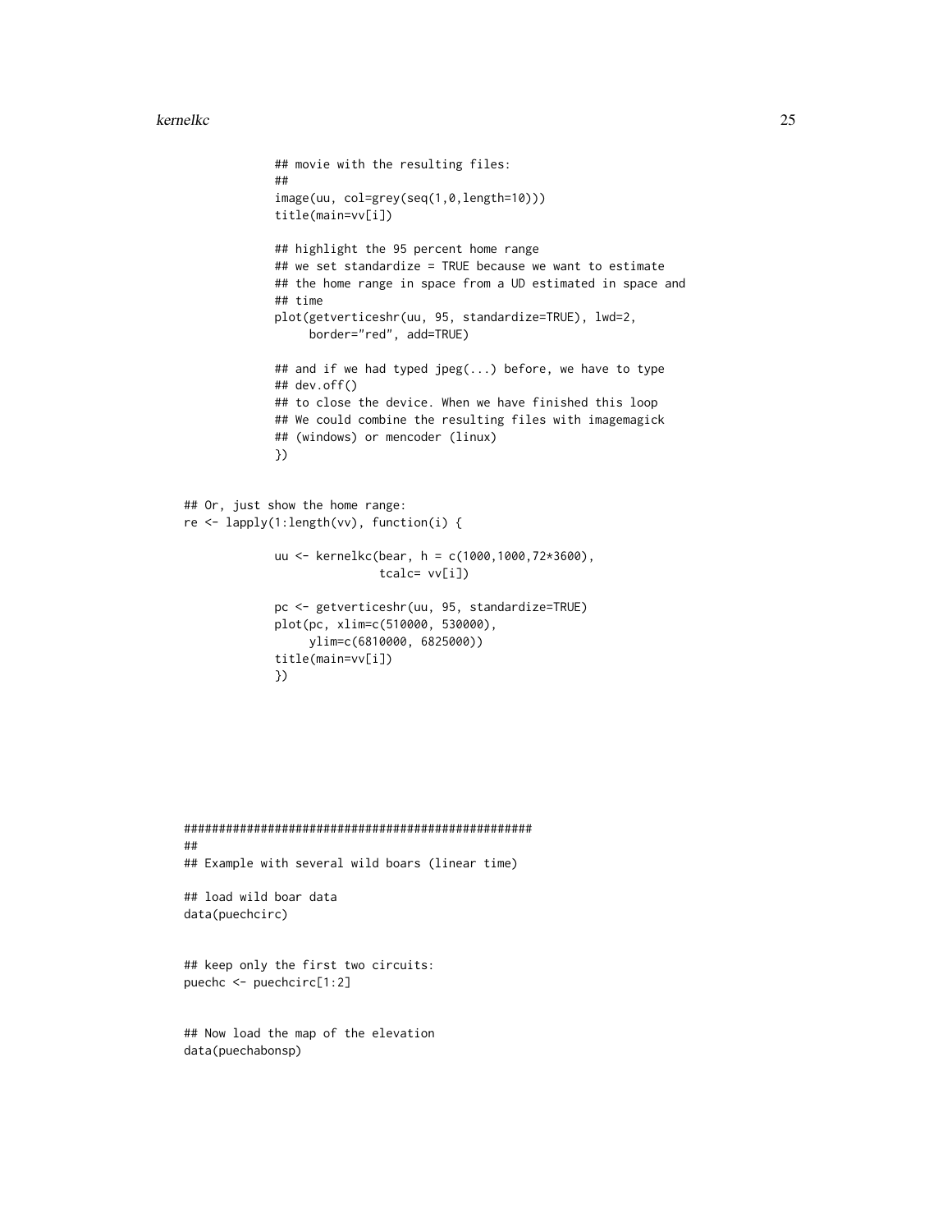```r
              ## movie with the resulting files:
              ##
              image(uu, col=grey(seq(1,0,length=10)))
              title(main=vv[i])

              ## highlight the 95 percent home range
              ## we set standardize = TRUE because we want to estimate
              ## the home range in space from a UD estimated in space and
              ## time
              plot(getverticeshr(uu, 95, standardize=TRUE), lwd=2,
                   border="red", add=TRUE)

              ## and if we had typed jpeg(...) before, we have to type
              ## dev.off()
              ## to close the device. When we have finished this loop
              ## We could combine the resulting files with imagemagick
              ## (windows) or mencoder (linux)
              })


## Or, just show the home range:
re <- lapply(1:length(vv), function(i) {

              uu <- kernelkc(bear, h = c(1000,1000,72*3600),
                             tcalc= vv[i])

              pc <- getverticeshr(uu, 95, standardize=TRUE)
              plot(pc, xlim=c(510000, 530000),
                   ylim=c(6810000, 6825000))
              title(main=vv[i])
              })







##################################################
##
## Example with several wild boars (linear time)

## load wild boar data
data(puechcirc)


## keep only the first two circuits:
puechc <- puechcirc[1:2]


## Now load the map of the elevation
data(puechabonsp)
```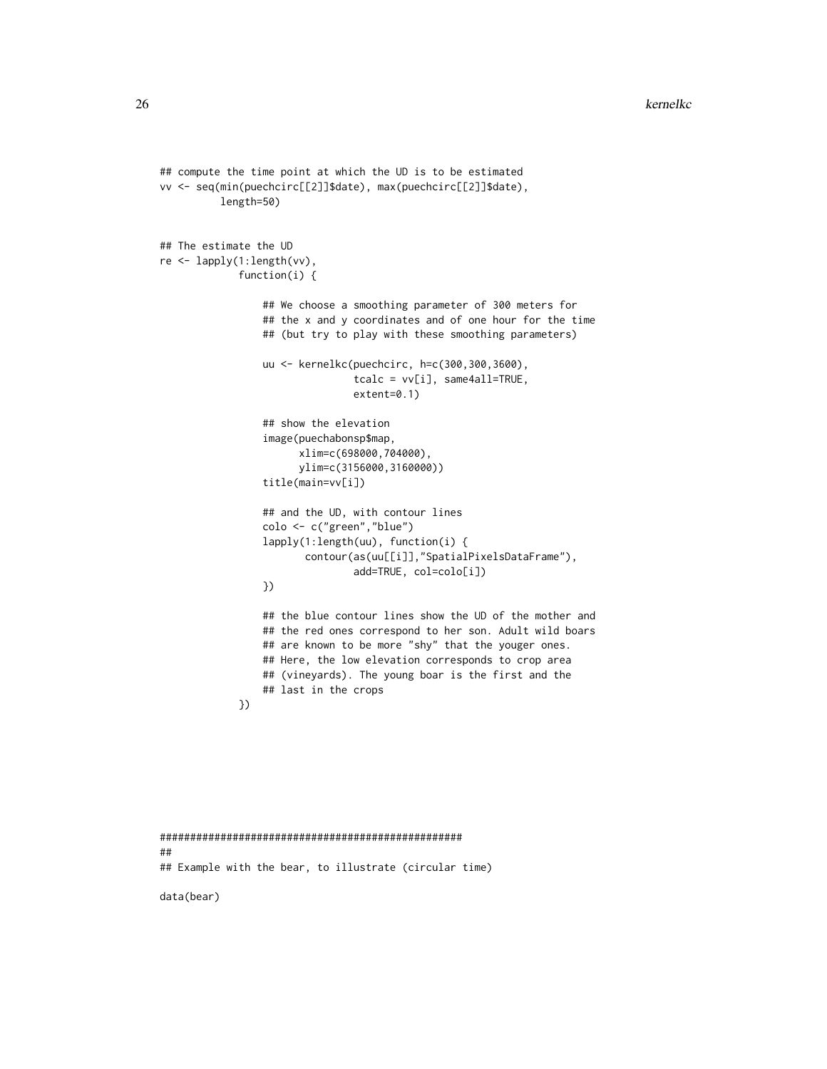```
## compute the time point at which the UD is to be estimated
vv <- seq(min(puechcirc[[2]]$date), max(puechcirc[[2]]$date),
          length=50)


## The estimate the UD
re <- lapply(1:length(vv),
             function(i) {

                 ## We choose a smoothing parameter of 300 meters for
                 ## the x and y coordinates and of one hour for the time
                 ## (but try to play with these smoothing parameters)

                 uu <- kernelkc(puechcirc, h=c(300,300,3600),
                                tcalc = vv[i], same4all=TRUE,
                                extent=0.1)

                 ## show the elevation
                 image(puechabonsp$map,
                       xlim=c(698000,704000),
                       ylim=c(3156000,3160000))
                 title(main=vv[i])

                 ## and the UD, with contour lines
                 colo <- c("green","blue")
                 lapply(1:length(uu), function(i) {
                        contour(as(uu[[i]],"SpatialPixelsDataFrame"),
                                add=TRUE, col=colo[i])
                 })

                 ## the blue contour lines show the UD of the mother and
                 ## the red ones correspond to her son. Adult wild boars
                 ## are known to be more "shy" that the youger ones.
                 ## Here, the low elevation corresponds to crop area
                 ## (vineyards). The young boar is the first and the
                 ## last in the crops
             })







##################################################
##
## Example with the bear, to illustrate (circular time)

data(bear)
```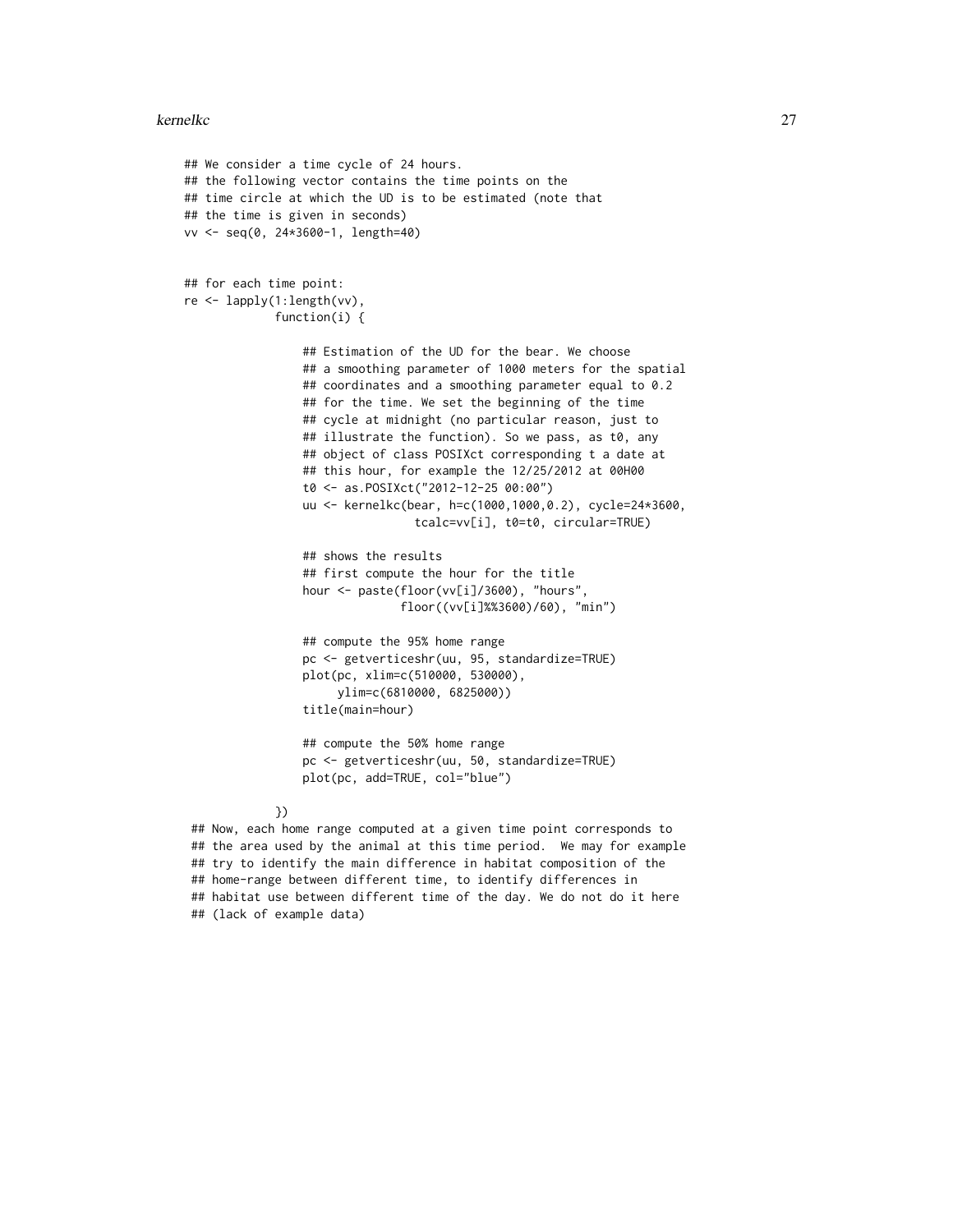```
## We consider a time cycle of 24 hours.
## the following vector contains the time points on the
## time circle at which the UD is to be estimated (note that
## the time is given in seconds)
vv <- seq(0, 24*3600-1, length=40)


## for each time point:
re <- lapply(1:length(vv),
             function(i) {

                 ## Estimation of the UD for the bear. We choose
                 ## a smoothing parameter of 1000 meters for the spatial
                 ## coordinates and a smoothing parameter equal to 0.2
                 ## for the time. We set the beginning of the time
                 ## cycle at midnight (no particular reason, just to
                 ## illustrate the function). So we pass, as t0, any
                 ## object of class POSIXct corresponding t a date at
                 ## this hour, for example the 12/25/2012 at 00H00
                 t0 <- as.POSIXct("2012-12-25 00:00")
                 uu <- kernelkc(bear, h=c(1000,1000,0.2), cycle=24*3600,
                                tcalc=vv[i], t0=t0, circular=TRUE)

                 ## shows the results
                 ## first compute the hour for the title
                 hour <- paste(floor(vv[i]/3600), "hours",
                               floor((vv[i]%%3600)/60), "min")

                 ## compute the 95% home range
                 pc <- getverticeshr(uu, 95, standardize=TRUE)
                 plot(pc, xlim=c(510000, 530000),
                      ylim=c(6810000, 6825000))
                 title(main=hour)

                 ## compute the 50% home range
                 pc <- getverticeshr(uu, 50, standardize=TRUE)
                 plot(pc, add=TRUE, col="blue")

             })
## Now, each home range computed at a given time point corresponds to
## the area used by the animal at this time period.  We may for example
## try to identify the main difference in habitat composition of the
## home-range between different time, to identify differences in
## habitat use between different time of the day. We do not do it here
## (lack of example data)
```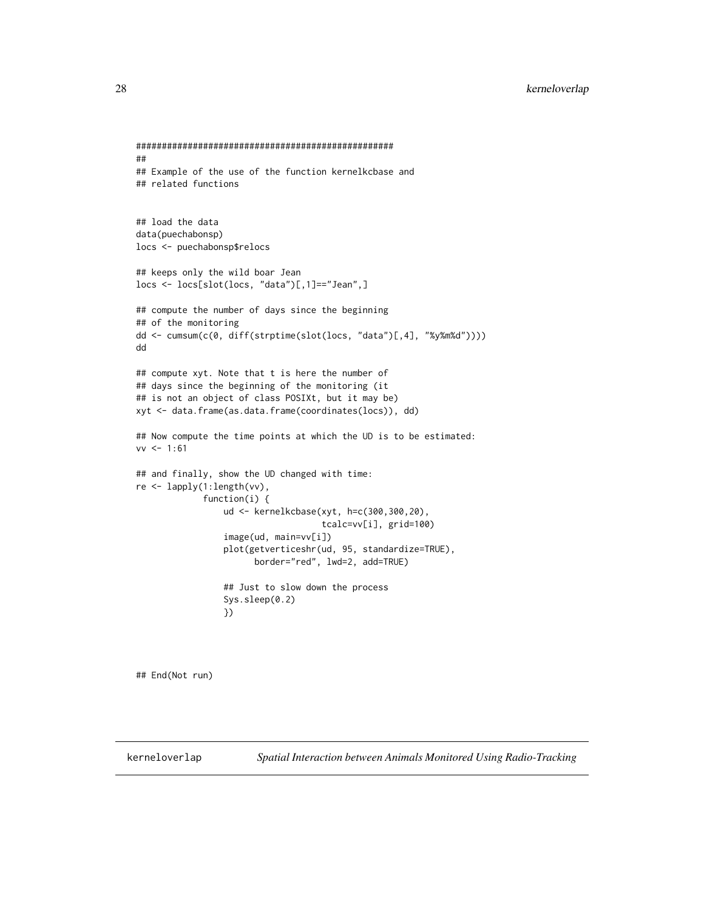```
##################################################
##
## Example of the use of the function kernelkcbase and
## related functions


## load the data
data(puechabonsp)
locs <- puechabonsp$relocs

## keeps only the wild boar Jean
locs <- locs[slot(locs, "data")[,1]=="Jean",]

## compute the number of days since the beginning
## of the monitoring
dd <- cumsum(c(0, diff(strptime(slot(locs, "data")[,4], "%y%m%d"))))
dd

## compute xyt. Note that t is here the number of
## days since the beginning of the monitoring (it
## is not an object of class POSIXt, but it may be)
xyt <- data.frame(as.data.frame(coordinates(locs)), dd)

## Now compute the time points at which the UD is to be estimated:
vv <- 1:61

## and finally, show the UD changed with time:
re <- lapply(1:length(vv),
             function(i) {
                 ud <- kernelkcbase(xyt, h=c(300,300,20),
                                    tcalc=vv[i], grid=100)
                 image(ud, main=vv[i])
                 plot(getverticeshr(ud, 95, standardize=TRUE),
                       border="red", lwd=2, add=TRUE)

                 ## Just to slow down the process
                 Sys.sleep(0.2)
                 })



## End(Not run)
```

---

kerneloverlap *Spatial Interaction between Animals Monitored Using Radio-Tracking*

---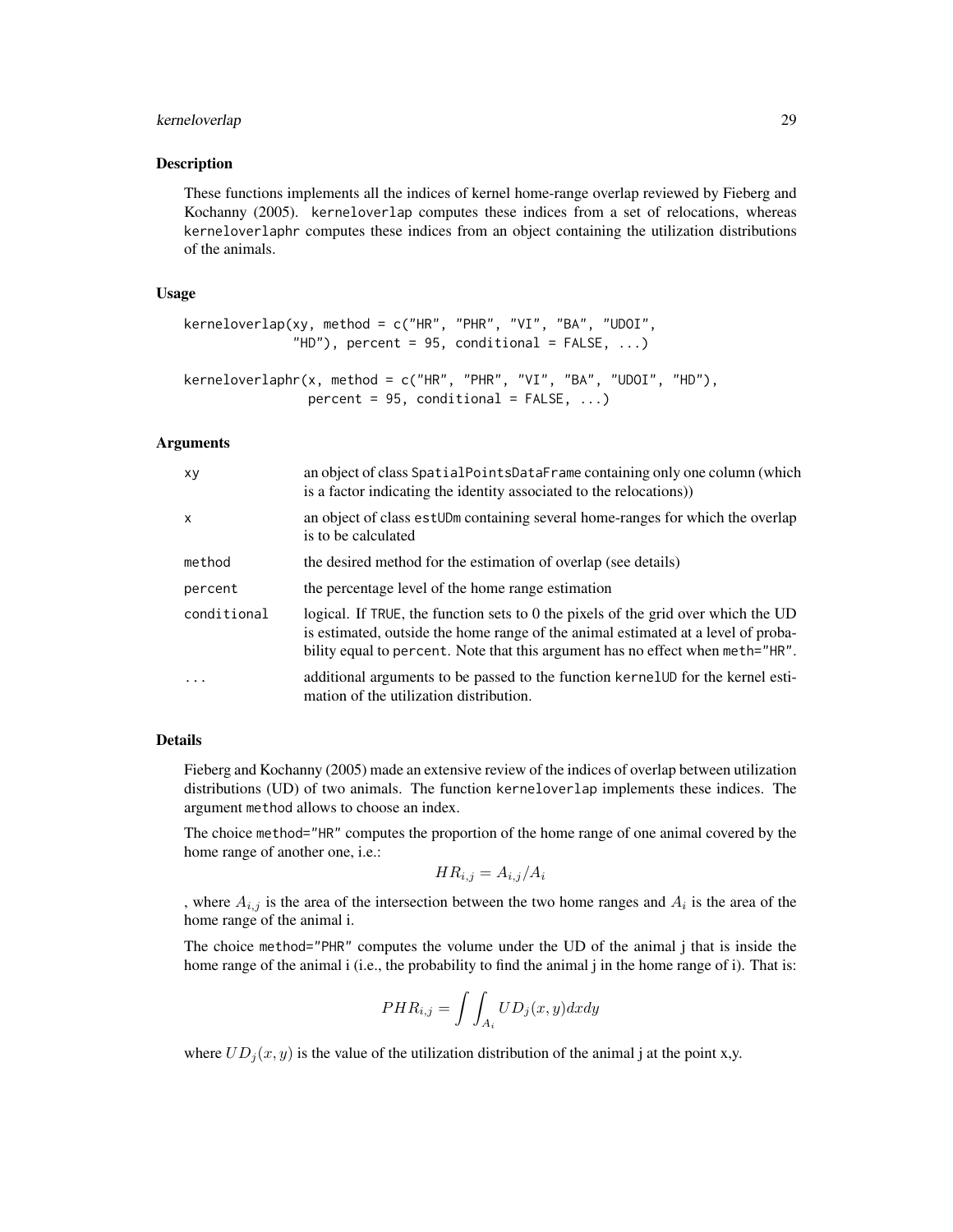## Description

These functions implements all the indices of kernel home-range overlap reviewed by Fieberg and Kochanny (2005). `kerneloverlap` computes these indices from a set of relocations, whereas `kerneloverlaphr` computes these indices from an object containing the utilization distributions of the animals.

## Usage

```
kerneloverlap(xy, method = c("HR", "PHR", "VI", "BA", "UDOI",
              "HD"), percent = 95, conditional = FALSE, ...)

kerneloverlaphr(x, method = c("HR", "PHR", "VI", "BA", "UDOI", "HD"),
                percent = 95, conditional = FALSE, ...)
```

## Arguments

| | |
|---|---|
| `xy` | an object of class `SpatialPointsDataFrame` containing only one column (which is a factor indicating the identity associated to the relocations)) |
| `x` | an object of class `estUDm` containing several home-ranges for which the overlap is to be calculated |
| `method` | the desired method for the estimation of overlap (see details) |
| `percent` | the percentage level of the home range estimation |
| `conditional` | logical. If `TRUE`, the function sets to 0 the pixels of the grid over which the UD is estimated, outside the home range of the animal estimated at a level of probability equal to `percent`. Note that this argument has no effect when `meth="HR"`. |
| `...` | additional arguments to be passed to the function `kernelUD` for the kernel estimation of the utilization distribution. |

## Details

Fieberg and Kochanny (2005) made an extensive review of the indices of overlap between utilization distributions (UD) of two animals. The function `kerneloverlap` implements these indices. The argument `method` allows to choose an index.

The choice `method="HR"` computes the proportion of the home range of one animal covered by the home range of another one, i.e.:

$$HR_{i,j} = A_{i,j}/A_i$$

, where $A_{i,j}$ is the area of the intersection between the two home ranges and $A_i$ is the area of the home range of the animal i.

The choice `method="PHR"` computes the volume under the UD of the animal j that is inside the home range of the animal i (i.e., the probability to find the animal j in the home range of i). That is:

$$PHR_{i,j} = \int \int_{A_i} UD_j(x,y) dxdy$$

where $UD_j(x,y)$ is the value of the utilization distribution of the animal j at the point x,y.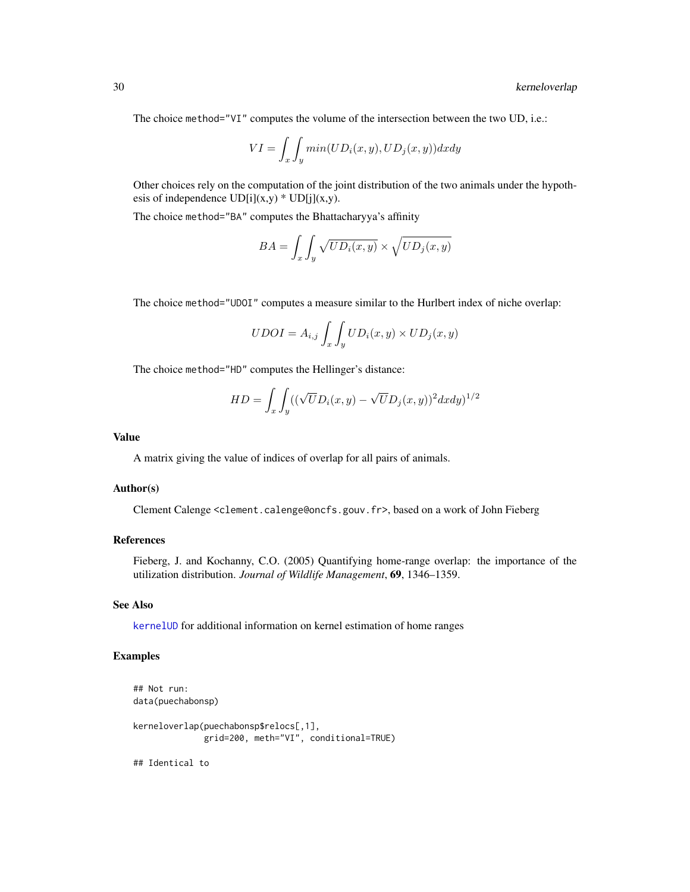The choice `method="VI"` computes the volume of the intersection between the two UD, i.e.:

$$VI = \int_x \int_y min(UD_i(x,y), UD_j(x,y))dxdy$$

Other choices rely on the computation of the joint distribution of the two animals under the hypothesis of independence UD[i](x,y) * UD[j](x,y).

The choice `method="BA"` computes the Bhattacharyya's affinity

$$BA = \int_x \int_y \sqrt{UD_i(x,y)} \times \sqrt{UD_j(x,y)}$$

The choice `method="UDOI"` computes a measure similar to the Hurlbert index of niche overlap:

$$UDOI = A_{i,j} \int_x \int_y UD_i(x,y) \times UD_j(x,y)$$

The choice `method="HD"` computes the Hellinger's distance:

$$HD = \int_x \int_y ((\sqrt{U}D_i(x,y) - \sqrt{U}D_j(x,y))^2 dxdy)^{1/2}$$

### Value

A matrix giving the value of indices of overlap for all pairs of animals.

### Author(s)

Clement Calenge <`clement.calenge@oncfs.gouv.fr`>, based on a work of John Fieberg

### References

Fieberg, J. and Kochanny, C.O. (2005) Quantifying home-range overlap: the importance of the utilization distribution. *Journal of Wildlife Management*, **69**, 1346–1359.

### See Also

`kernelUD` for additional information on kernel estimation of home ranges

### Examples

```
## Not run:
data(puechabonsp)

kerneloverlap(puechabonsp$relocs[,1],
              grid=200, meth="VI", conditional=TRUE)

## Identical to
```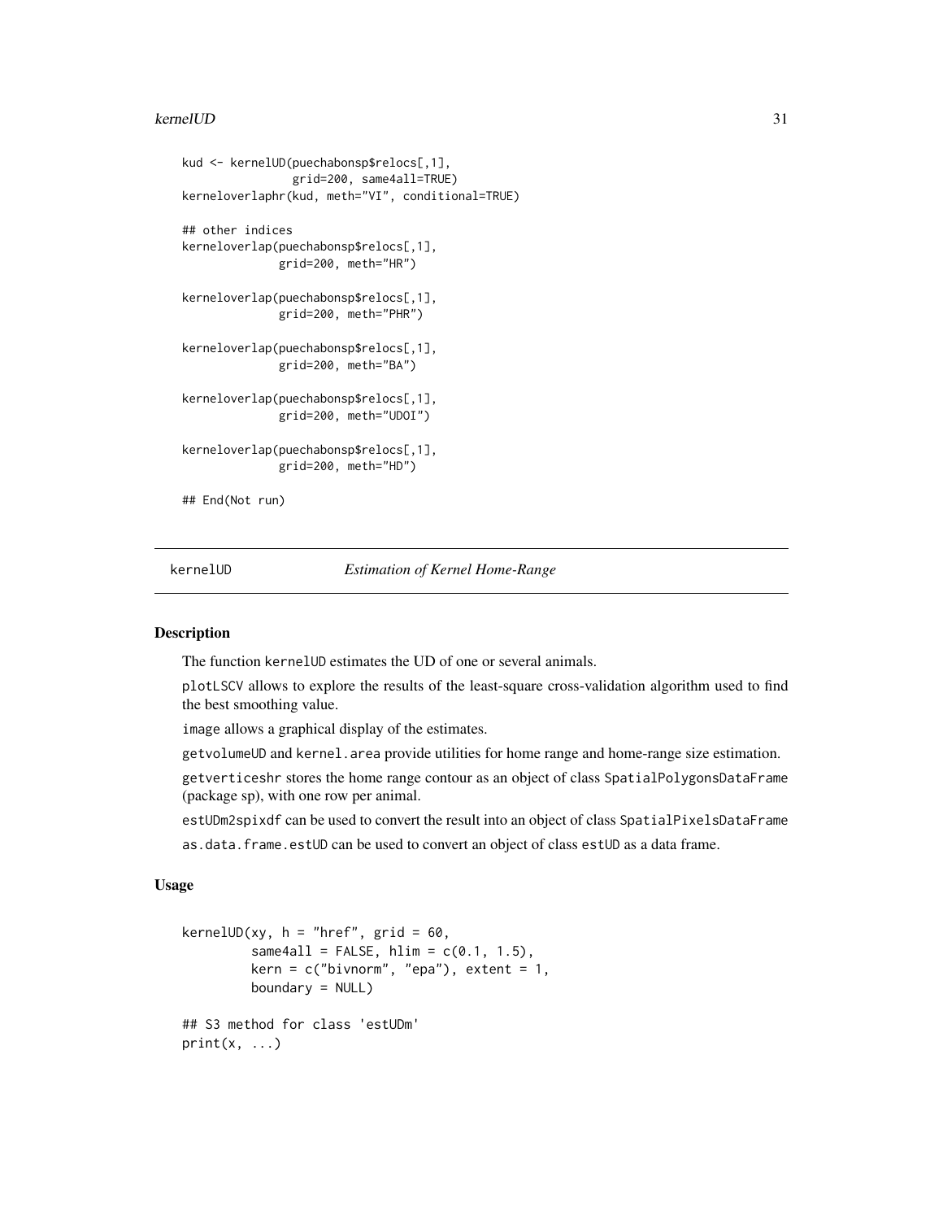```
kud <- kernelUD(puechabonsp$relocs[,1],
                grid=200, same4all=TRUE)
kerneloverlaphr(kud, meth="VI", conditional=TRUE)

## other indices
kerneloverlap(puechabonsp$relocs[,1],
              grid=200, meth="HR")

kerneloverlap(puechabonsp$relocs[,1],
              grid=200, meth="PHR")

kerneloverlap(puechabonsp$relocs[,1],
              grid=200, meth="BA")

kerneloverlap(puechabonsp$relocs[,1],
              grid=200, meth="UDOI")

kerneloverlap(puechabonsp$relocs[,1],
              grid=200, meth="HD")

## End(Not run)
```

## kernelUD *Estimation of Kernel Home-Range*

### Description

The function kernelUD estimates the UD of one or several animals.

plotLSCV allows to explore the results of the least-square cross-validation algorithm used to find the best smoothing value.

image allows a graphical display of the estimates.

getvolumeUD and kernel.area provide utilities for home range and home-range size estimation.

getverticeshr stores the home range contour as an object of class SpatialPolygonsDataFrame (package sp), with one row per animal.

estUDm2spixdf can be used to convert the result into an object of class SpatialPixelsDataFrame

as.data.frame.estUD can be used to convert an object of class estUD as a data frame.

### Usage

```
kernelUD(xy, h = "href", grid = 60,
         same4all = FALSE, hlim = c(0.1, 1.5),
         kern = c("bivnorm", "epa"), extent = 1,
         boundary = NULL)

## S3 method for class 'estUDm'
print(x, ...)
```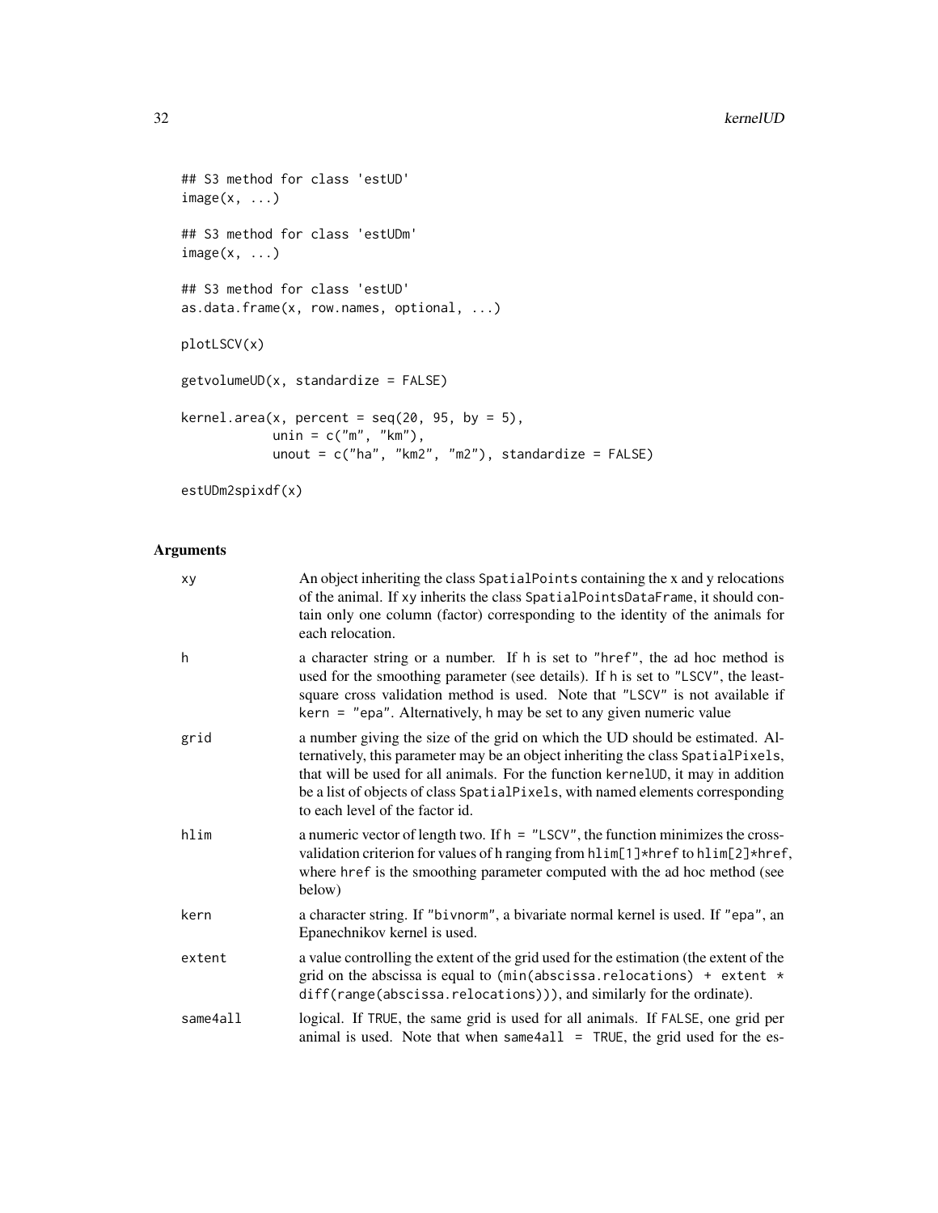```
## S3 method for class 'estUD'
image(x, ...)

## S3 method for class 'estUDm'
image(x, ...)

## S3 method for class 'estUD'
as.data.frame(x, row.names, optional, ...)

plotLSCV(x)

getvolumeUD(x, standardize = FALSE)

kernel.area(x, percent = seq(20, 95, by = 5),
            unin = c("m", "km"),
            unout = c("ha", "km2", "m2"), standardize = FALSE)

estUDm2spixdf(x)
```

## Arguments

| | |
|---|---|
| `xy` | An object inheriting the class `SpatialPoints` containing the x and y relocations of the animal. If `xy` inherits the class `SpatialPointsDataFrame`, it should contain only one column (factor) corresponding to the identity of the animals for each relocation. |
| `h` | a character string or a number. If `h` is set to `"href"`, the ad hoc method is used for the smoothing parameter (see details). If `h` is set to `"LSCV"`, the least-square cross validation method is used. Note that `"LSCV"` is not available if `kern = "epa"`. Alternatively, `h` may be set to any given numeric value |
| `grid` | a number giving the size of the grid on which the UD should be estimated. Alternatively, this parameter may be an object inheriting the class `SpatialPixels`, that will be used for all animals. For the function `kernelUD`, it may in addition be a list of objects of class `SpatialPixels`, with named elements corresponding to each level of the factor id. |
| `hlim` | a numeric vector of length two. If `h = "LSCV"`, the function minimizes the cross-validation criterion for values of h ranging from `hlim[1]*href` to `hlim[2]*href`, where `href` is the smoothing parameter computed with the ad hoc method (see below) |
| `kern` | a character string. If `"bivnorm"`, a bivariate normal kernel is used. If `"epa"`, an Epanechnikov kernel is used. |
| `extent` | a value controlling the extent of the grid used for the estimation (the extent of the grid on the abscissa is equal to `(min(abscissa.relocations) + extent * diff(range(abscissa.relocations)))`, and similarly for the ordinate). |
| `same4all` | logical. If `TRUE`, the same grid is used for all animals. If `FALSE`, one grid per animal is used. Note that when `same4all = TRUE`, the grid used for the es- |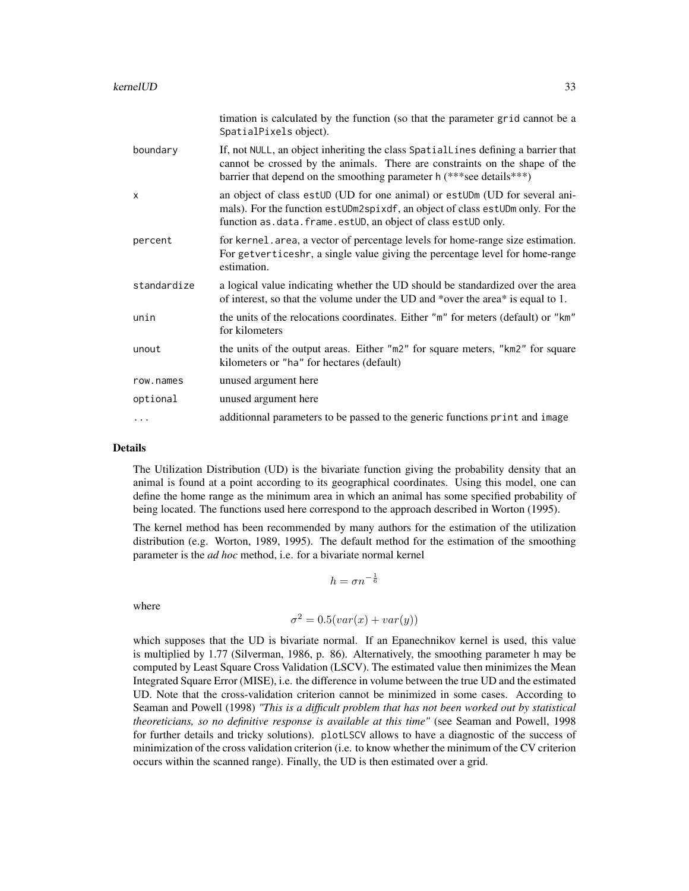| | |
|---|---|
| | timation is calculated by the function (so that the parameter `grid` cannot be a `SpatialPixels` object). |
| `boundary` | If, not `NULL`, an object inheriting the class `SpatialLines` defining a barrier that cannot be crossed by the animals. There are constraints on the shape of the barrier that depend on the smoothing parameter `h` (***see details***) |
| `x` | an object of class `estUD` (UD for one animal) or `estUDm` (UD for several animals). For the function `estUDm2spixdf`, an object of class `estUDm` only. For the function `as.data.frame.estUD`, an object of class `estUD` only. |
| `percent` | for `kernel.area`, a vector of percentage levels for home-range size estimation. For `getverticeshr`, a single value giving the percentage level for home-range estimation. |
| `standardize` | a logical value indicating whether the UD should be standardized over the area of interest, so that the volume under the UD and *over the area* is equal to 1. |
| `unin` | the units of the relocations coordinates. Either `"m"` for meters (default) or `"km"` for kilometers |
| `unout` | the units of the output areas. Either `"m2"` for square meters, `"km2"` for square kilometers or `"ha"` for hectares (default) |
| `row.names` | unused argument here |
| `optional` | unused argument here |
| `...` | additionnal parameters to be passed to the generic functions `print` and `image` |

## Details

The Utilization Distribution (UD) is the bivariate function giving the probability density that an animal is found at a point according to its geographical coordinates. Using this model, one can define the home range as the minimum area in which an animal has some specified probability of being located. The functions used here correspond to the approach described in Worton (1995).

The kernel method has been recommended by many authors for the estimation of the utilization distribution (e.g. Worton, 1989, 1995). The default method for the estimation of the smoothing parameter is the *ad hoc* method, i.e. for a bivariate normal kernel

$$h = \sigma n^{-\frac{1}{6}}$$

where

$$\sigma^2 = 0.5(var(x) + var(y))$$

which supposes that the UD is bivariate normal. If an Epanechnikov kernel is used, this value is multiplied by 1.77 (Silverman, 1986, p. 86). Alternatively, the smoothing parameter h may be computed by Least Square Cross Validation (LSCV). The estimated value then minimizes the Mean Integrated Square Error (MISE), i.e. the difference in volume between the true UD and the estimated UD. Note that the cross-validation criterion cannot be minimized in some cases. According to Seaman and Powell (1998) *"This is a difficult problem that has not been worked out by statistical theoreticians, so no definitive response is available at this time"* (see Seaman and Powell, 1998 for further details and tricky solutions). `plotLSCV` allows to have a diagnostic of the success of minimization of the cross validation criterion (i.e. to know whether the minimum of the CV criterion occurs within the scanned range). Finally, the UD is then estimated over a grid.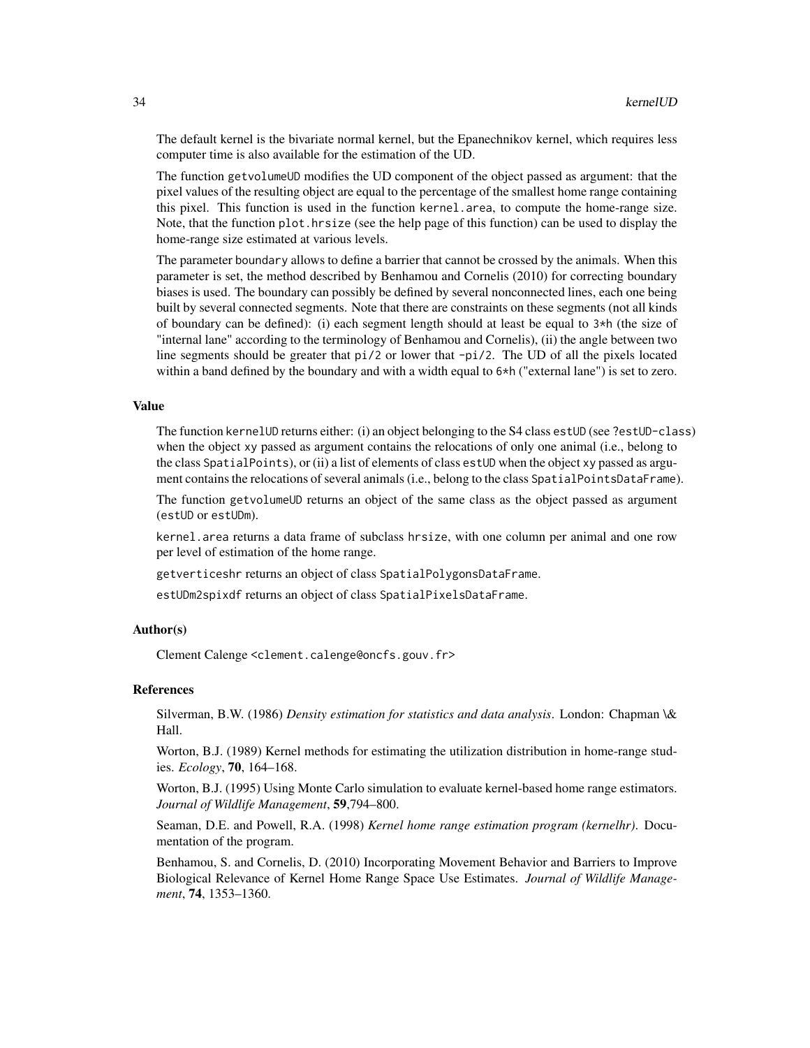The default kernel is the bivariate normal kernel, but the Epanechnikov kernel, which requires less computer time is also available for the estimation of the UD.

The function `getvolumeUD` modifies the UD component of the object passed as argument: that the pixel values of the resulting object are equal to the percentage of the smallest home range containing this pixel. This function is used in the function `kernel.area`, to compute the home-range size. Note, that the function `plot.hrsize` (see the help page of this function) can be used to display the home-range size estimated at various levels.

The parameter `boundary` allows to define a barrier that cannot be crossed by the animals. When this parameter is set, the method described by Benhamou and Cornelis (2010) for correcting boundary biases is used. The boundary can possibly be defined by several nonconnected lines, each one being built by several connected segments. Note that there are constraints on these segments (not all kinds of boundary can be defined): (i) each segment length should at least be equal to `3*h` (the size of "internal lane" according to the terminology of Benhamou and Cornelis), (ii) the angle between two line segments should be greater that `pi/2` or lower that `-pi/2`. The UD of all the pixels located within a band defined by the boundary and with a width equal to `6*h` ("external lane") is set to zero.

### Value

The function `kernelUD` returns either: (i) an object belonging to the S4 class `estUD` (see `?estUD-class`) when the object `xy` passed as argument contains the relocations of only one animal (i.e., belong to the class `SpatialPoints`), or (ii) a list of elements of class `estUD` when the object `xy` passed as argument contains the relocations of several animals (i.e., belong to the class `SpatialPointsDataFrame`).

The function `getvolumeUD` returns an object of the same class as the object passed as argument (`estUD` or `estUDm`).

`kernel.area` returns a data frame of subclass `hrsize`, with one column per animal and one row per level of estimation of the home range.

`getverticeshr` returns an object of class `SpatialPolygonsDataFrame`.

`estUDm2spixdf` returns an object of class `SpatialPixelsDataFrame`.

### Author(s)

Clement Calenge <clement.calenge@oncfs.gouv.fr>

### References

Silverman, B.W. (1986) *Density estimation for statistics and data analysis*. London: Chapman \& Hall.

Worton, B.J. (1989) Kernel methods for estimating the utilization distribution in home-range studies. *Ecology*, **70**, 164–168.

Worton, B.J. (1995) Using Monte Carlo simulation to evaluate kernel-based home range estimators. *Journal of Wildlife Management*, **59**,794–800.

Seaman, D.E. and Powell, R.A. (1998) *Kernel home range estimation program (kernelhr)*. Documentation of the program.

Benhamou, S. and Cornelis, D. (2010) Incorporating Movement Behavior and Barriers to Improve Biological Relevance of Kernel Home Range Space Use Estimates. *Journal of Wildlife Management*, **74**, 1353–1360.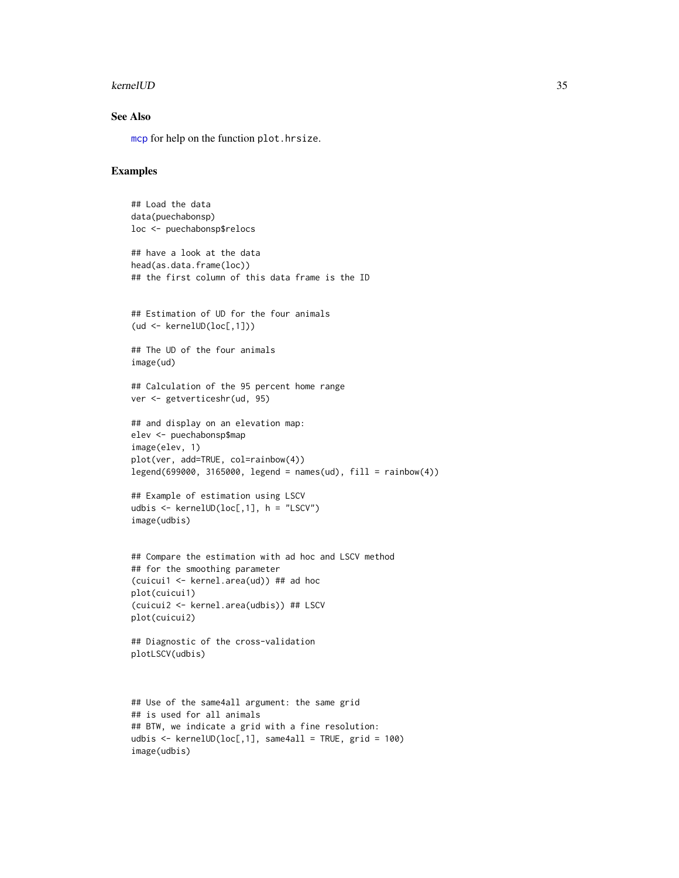## See Also

mcp for help on the function plot.hrsize.

## Examples

```
## Load the data
data(puechabonsp)
loc <- puechabonsp$relocs

## have a look at the data
head(as.data.frame(loc))
## the first column of this data frame is the ID


## Estimation of UD for the four animals
(ud <- kernelUD(loc[,1]))

## The UD of the four animals
image(ud)

## Calculation of the 95 percent home range
ver <- getverticeshr(ud, 95)

## and display on an elevation map:
elev <- puechabonsp$map
image(elev, 1)
plot(ver, add=TRUE, col=rainbow(4))
legend(699000, 3165000, legend = names(ud), fill = rainbow(4))

## Example of estimation using LSCV
udbis <- kernelUD(loc[,1], h = "LSCV")
image(udbis)


## Compare the estimation with ad hoc and LSCV method
## for the smoothing parameter
(cuicui1 <- kernel.area(ud)) ## ad hoc
plot(cuicui1)
(cuicui2 <- kernel.area(udbis)) ## LSCV
plot(cuicui2)

## Diagnostic of the cross-validation
plotLSCV(udbis)



## Use of the same4all argument: the same grid
## is used for all animals
## BTW, we indicate a grid with a fine resolution:
udbis <- kernelUD(loc[,1], same4all = TRUE, grid = 100)
image(udbis)
```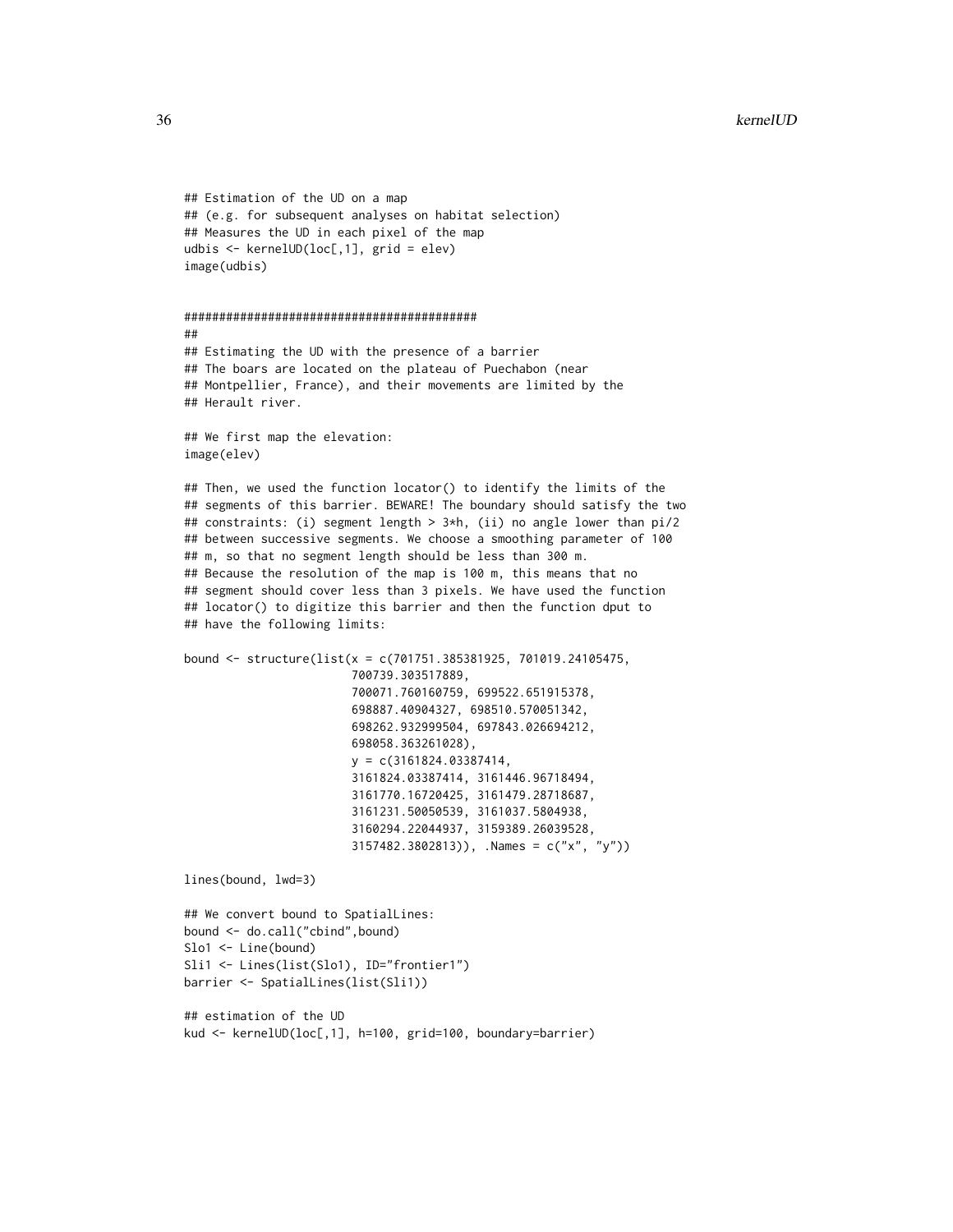```
## Estimation of the UD on a map
## (e.g. for subsequent analyses on habitat selection)
## Measures the UD in each pixel of the map
udbis <- kernelUD(loc[,1], grid = elev)
image(udbis)


##########################################
##
## Estimating the UD with the presence of a barrier
## The boars are located on the plateau of Puechabon (near
## Montpellier, France), and their movements are limited by the
## Herault river.

## We first map the elevation:
image(elev)

## Then, we used the function locator() to identify the limits of the
## segments of this barrier. BEWARE! The boundary should satisfy the two
## constraints: (i) segment length > 3*h, (ii) no angle lower than pi/2
## between successive segments. We choose a smoothing parameter of 100
## m, so that no segment length should be less than 300 m.
## Because the resolution of the map is 100 m, this means that no
## segment should cover less than 3 pixels. We have used the function
## locator() to digitize this barrier and then the function dput to
## have the following limits:

bound <- structure(list(x = c(701751.385381925, 701019.24105475,
                        700739.303517889,
                        700071.760160759, 699522.651915378,
                        698887.40904327, 698510.570051342,
                        698262.932999504, 697843.026694212,
                        698058.363261028),
                        y = c(3161824.03387414,
                        3161824.03387414, 3161446.96718494,
                        3161770.16720425, 3161479.28718687,
                        3161231.50050539, 3161037.5804938,
                        3160294.22044937, 3159389.26039528,
                        3157482.3802813)), .Names = c("x", "y"))

lines(bound, lwd=3)

## We convert bound to SpatialLines:
bound <- do.call("cbind",bound)
Slo1 <- Line(bound)
Sli1 <- Lines(list(Slo1), ID="frontier1")
barrier <- SpatialLines(list(Sli1))

## estimation of the UD
kud <- kernelUD(loc[,1], h=100, grid=100, boundary=barrier)
```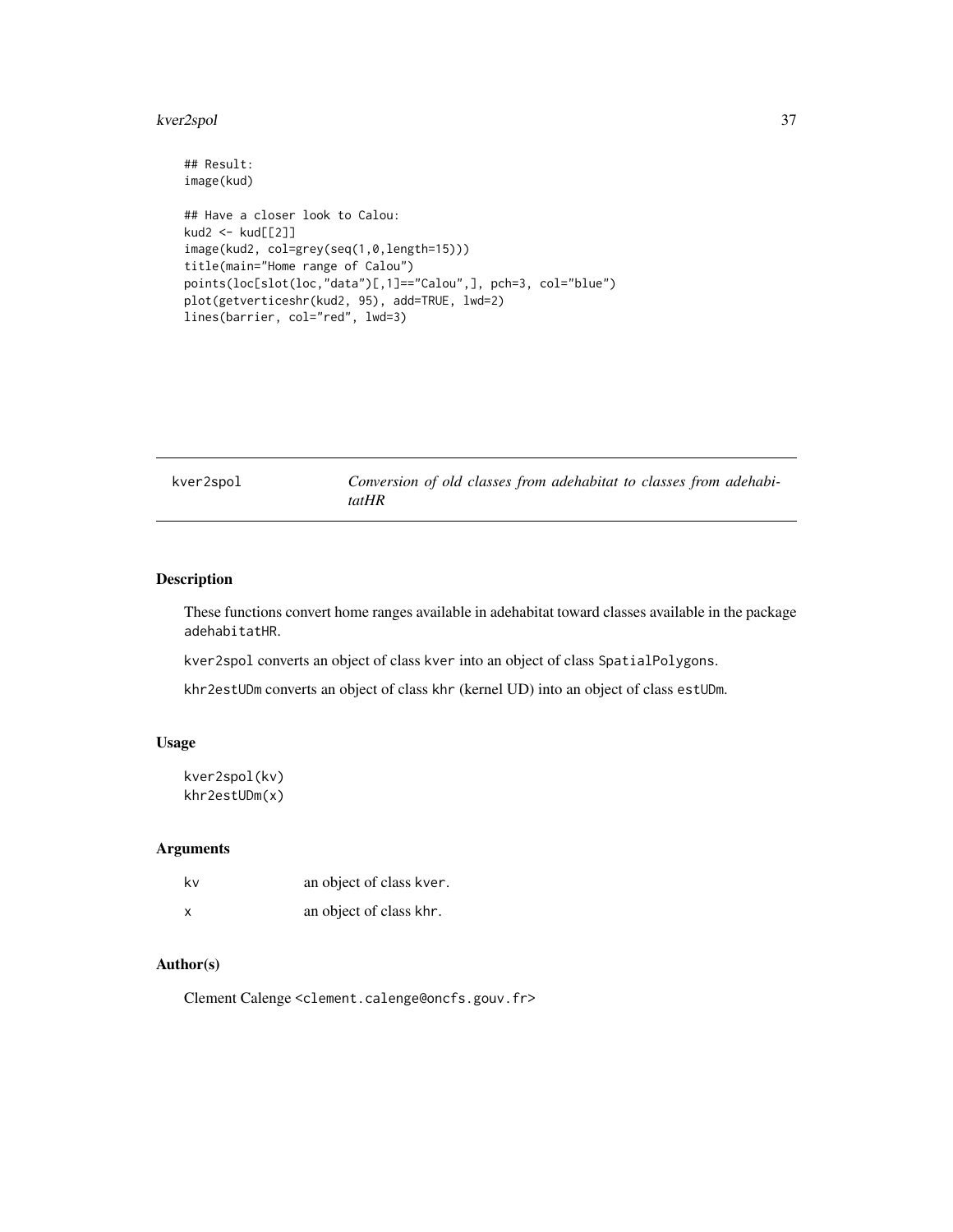```
## Result:
image(kud)

## Have a closer look to Calou:
kud2 <- kud[[2]]
image(kud2, col=grey(seq(1,0,length=15)))
title(main="Home range of Calou")
points(loc[slot(loc,"data")[,1]=="Calou",], pch=3, col="blue")
plot(getverticeshr(kud2, 95), add=TRUE, lwd=2)
lines(barrier, col="red", lwd=3)
```

---

## kver2spol — *Conversion of old classes from adehabitat to classes from adehabitatHR*

### Description

These functions convert home ranges available in adehabitat toward classes available in the package `adehabitatHR`.

`kver2spol` converts an object of class `kver` into an object of class `SpatialPolygons`.

`khr2estUDm` converts an object of class `khr` (kernel UD) into an object of class `estUDm`.

### Usage

```
kver2spol(kv)
khr2estUDm(x)
```

### Arguments

| | |
|---|---|
| `kv` | an object of class `kver`. |
| `x` | an object of class `khr`. |

### Author(s)

Clement Calenge <clement.calenge@oncfs.gouv.fr>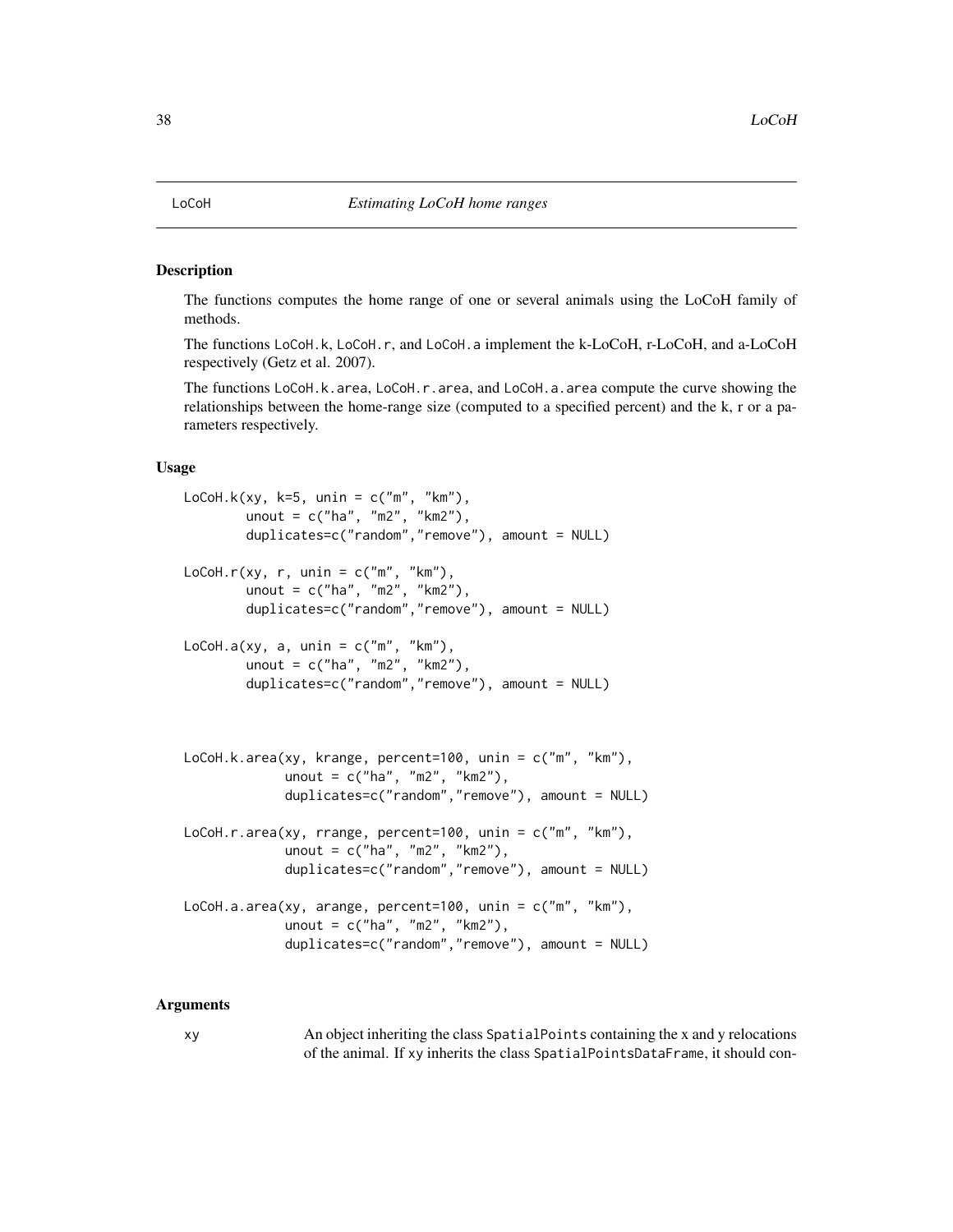LoCoH *Estimating LoCoH home ranges*

## Description

The functions computes the home range of one or several animals using the LoCoH family of methods.

The functions LoCoH.k, LoCoH.r, and LoCoH.a implement the k-LoCoH, r-LoCoH, and a-LoCoH respectively (Getz et al. 2007).

The functions LoCoH.k.area, LoCoH.r.area, and LoCoH.a.area compute the curve showing the relationships between the home-range size (computed to a specified percent) and the k, r or a parameters respectively.

## Usage

```
LoCoH.k(xy, k=5, unin = c("m", "km"),
        unout = c("ha", "m2", "km2"),
        duplicates=c("random","remove"), amount = NULL)

LoCoH.r(xy, r, unin = c("m", "km"),
        unout = c("ha", "m2", "km2"),
        duplicates=c("random","remove"), amount = NULL)

LoCoH.a(xy, a, unin = c("m", "km"),
        unout = c("ha", "m2", "km2"),
        duplicates=c("random","remove"), amount = NULL)



LoCoH.k.area(xy, krange, percent=100, unin = c("m", "km"),
             unout = c("ha", "m2", "km2"),
             duplicates=c("random","remove"), amount = NULL)

LoCoH.r.area(xy, rrange, percent=100, unin = c("m", "km"),
             unout = c("ha", "m2", "km2"),
             duplicates=c("random","remove"), amount = NULL)

LoCoH.a.area(xy, arange, percent=100, unin = c("m", "km"),
             unout = c("ha", "m2", "km2"),
             duplicates=c("random","remove"), amount = NULL)
```

## Arguments

xy An object inheriting the class SpatialPoints containing the x and y relocations of the animal. If xy inherits the class SpatialPointsDataFrame, it should con-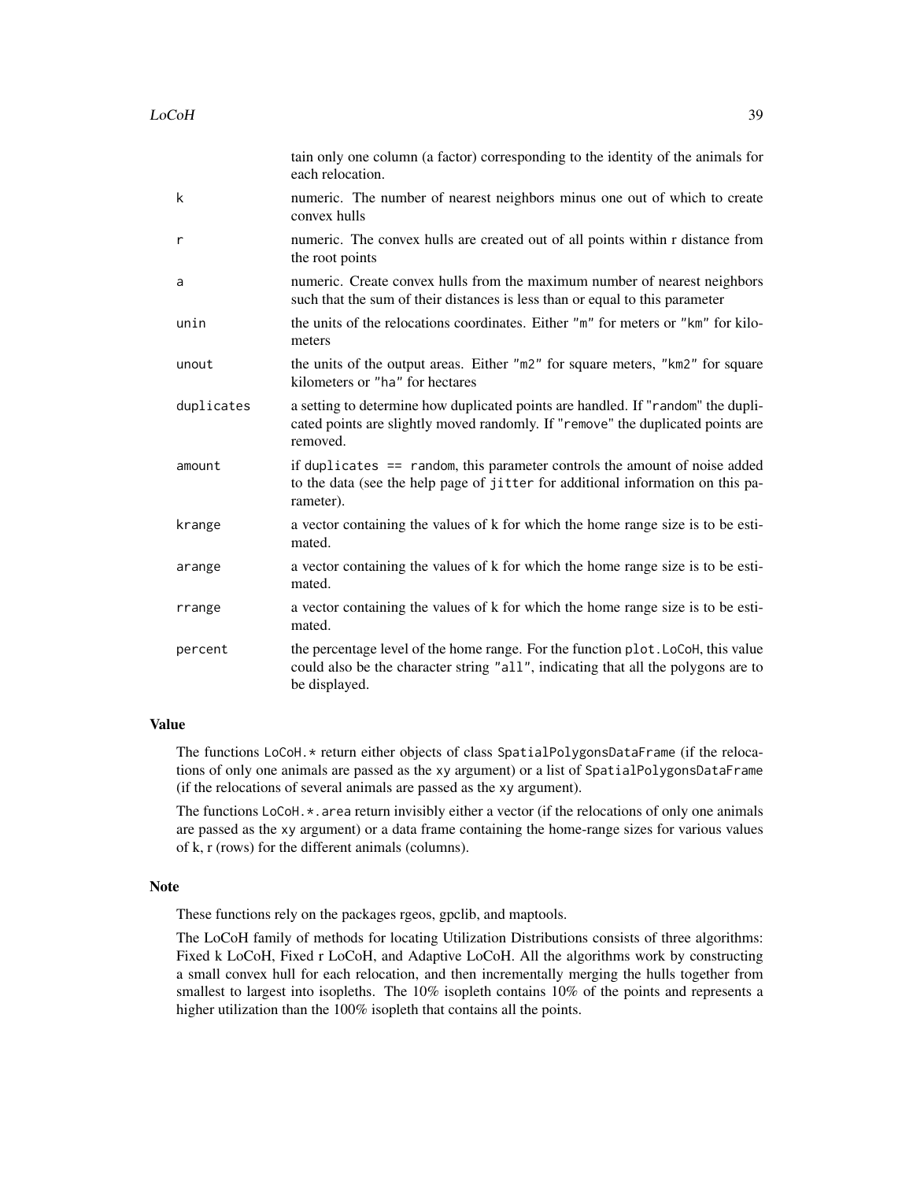tain only one column (a factor) corresponding to the identity of the animals for each relocation.

| | |
|---|---|
| `k` | numeric. The number of nearest neighbors minus one out of which to create convex hulls |
| `r` | numeric. The convex hulls are created out of all points within r distance from the root points |
| `a` | numeric. Create convex hulls from the maximum number of nearest neighbors such that the sum of their distances is less than or equal to this parameter |
| `unin` | the units of the relocations coordinates. Either `"m"` for meters or `"km"` for kilometers |
| `unout` | the units of the output areas. Either `"m2"` for square meters, `"km2"` for square kilometers or `"ha"` for hectares |
| `duplicates` | a setting to determine how duplicated points are handled. If `"random"` the duplicated points are slightly moved randomly. If `"remove"` the duplicated points are removed. |
| `amount` | if `duplicates == random`, this parameter controls the amount of noise added to the data (see the help page of `jitter` for additional information on this parameter). |
| `krange` | a vector containing the values of k for which the home range size is to be estimated. |
| `arange` | a vector containing the values of k for which the home range size is to be estimated. |
| `rrange` | a vector containing the values of k for which the home range size is to be estimated. |
| `percent` | the percentage level of the home range. For the function `plot.LoCoH`, this value could also be the character string `"all"`, indicating that all the polygons are to be displayed. |

## Value

The functions `LoCoH.*` return either objects of class `SpatialPolygonsDataFrame` (if the relocations of only one animals are passed as the `xy` argument) or a list of `SpatialPolygonsDataFrame` (if the relocations of several animals are passed as the `xy` argument).

The functions `LoCoH.*.area` return invisibly either a vector (if the relocations of only one animals are passed as the `xy` argument) or a data frame containing the home-range sizes for various values of k, r (rows) for the different animals (columns).

## Note

These functions rely on the packages rgeos, gpclib, and maptools.

The LoCoH family of methods for locating Utilization Distributions consists of three algorithms: Fixed k LoCoH, Fixed r LoCoH, and Adaptive LoCoH. All the algorithms work by constructing a small convex hull for each relocation, and then incrementally merging the hulls together from smallest to largest into isopleths. The 10% isopleth contains 10% of the points and represents a higher utilization than the 100% isopleth that contains all the points.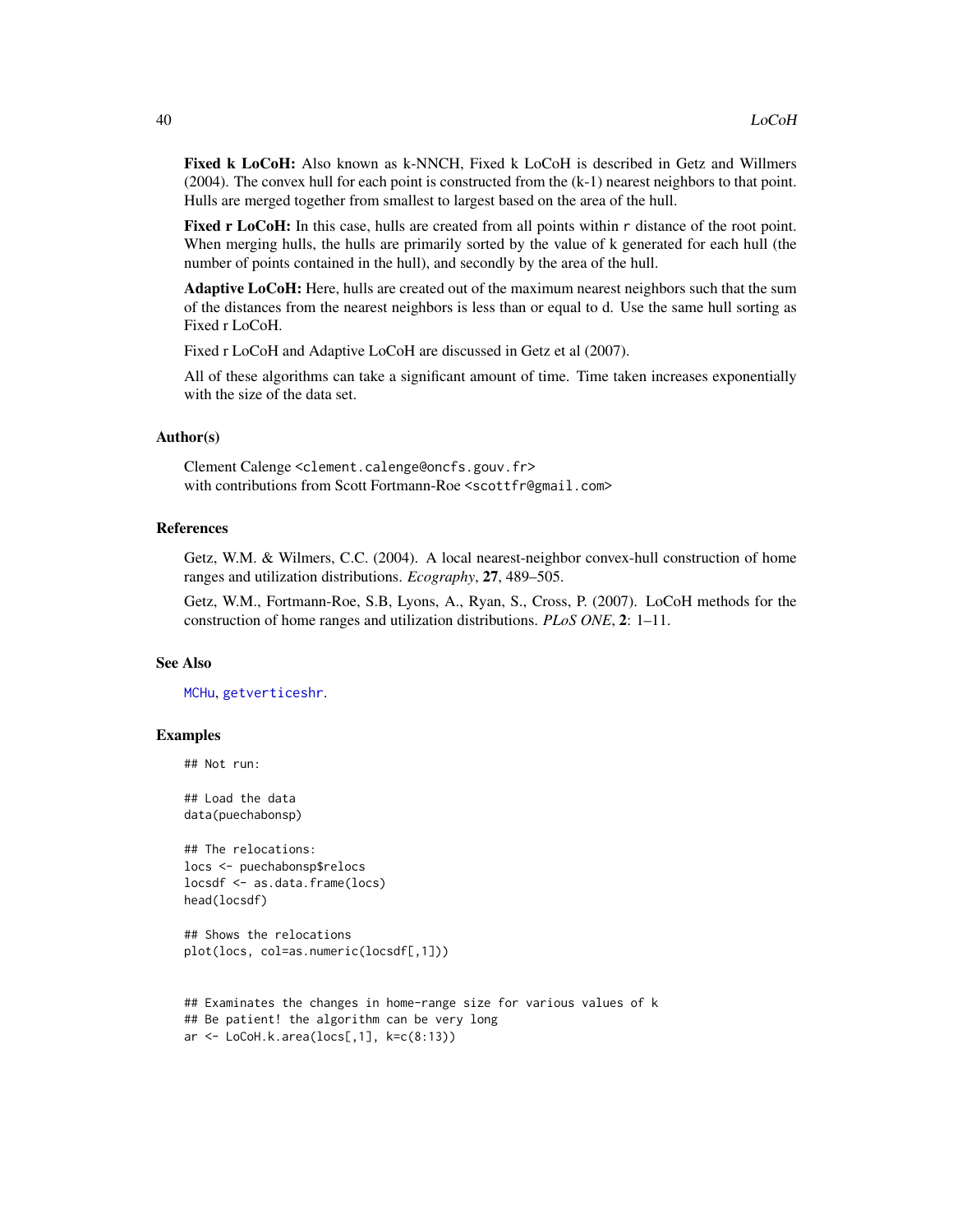**Fixed k LoCoH:** Also known as k-NNCH, Fixed k LoCoH is described in Getz and Willmers (2004). The convex hull for each point is constructed from the (k-1) nearest neighbors to that point. Hulls are merged together from smallest to largest based on the area of the hull.

**Fixed r LoCoH:** In this case, hulls are created from all points within `r` distance of the root point. When merging hulls, the hulls are primarily sorted by the value of k generated for each hull (the number of points contained in the hull), and secondly by the area of the hull.

**Adaptive LoCoH:** Here, hulls are created out of the maximum nearest neighbors such that the sum of the distances from the nearest neighbors is less than or equal to d. Use the same hull sorting as Fixed r LoCoH.

Fixed r LoCoH and Adaptive LoCoH are discussed in Getz et al (2007).

All of these algorithms can take a significant amount of time. Time taken increases exponentially with the size of the data set.

### Author(s)

Clement Calenge <clement.calenge@oncfs.gouv.fr>
with contributions from Scott Fortmann-Roe <scottfr@gmail.com>

### References

Getz, W.M. & Wilmers, C.C. (2004). A local nearest-neighbor convex-hull construction of home ranges and utilization distributions. *Ecography*, **27**, 489–505.

Getz, W.M., Fortmann-Roe, S.B, Lyons, A., Ryan, S., Cross, P. (2007). LoCoH methods for the construction of home ranges and utilization distributions. *PLoS ONE*, **2**: 1–11.

### See Also

`MCHu`, `getverticeshr`.

### Examples

```
## Not run:

## Load the data
data(puechabonsp)

## The relocations:
locs <- puechabonsp$relocs
locsdf <- as.data.frame(locs)
head(locsdf)

## Shows the relocations
plot(locs, col=as.numeric(locsdf[,1]))


## Examinates the changes in home-range size for various values of k
## Be patient! the algorithm can be very long
ar <- LoCoH.k.area(locs[,1], k=c(8:13))
```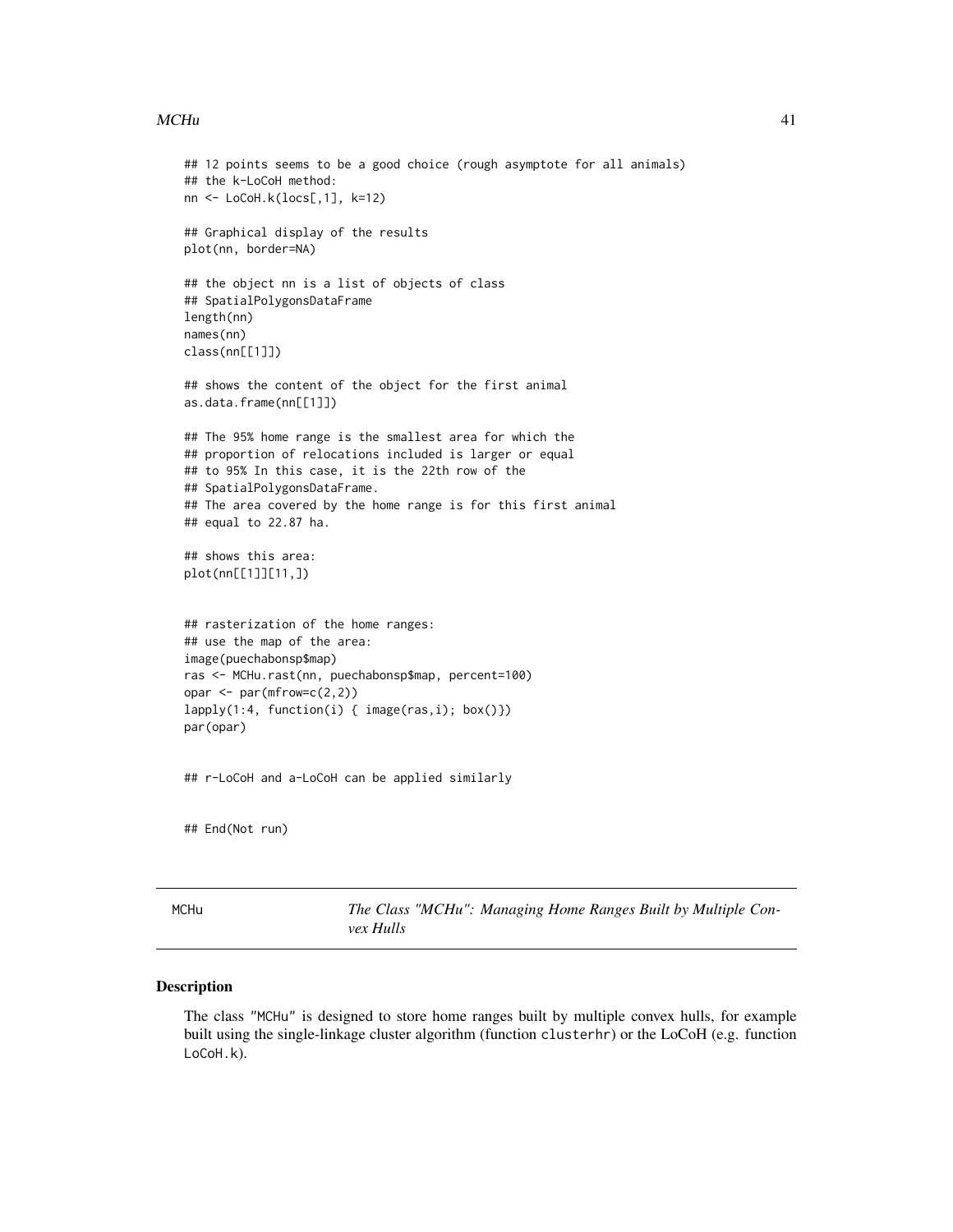```
## 12 points seems to be a good choice (rough asymptote for all animals)
## the k-LoCoH method:
nn <- LoCoH.k(locs[,1], k=12)

## Graphical display of the results
plot(nn, border=NA)

## the object nn is a list of objects of class
## SpatialPolygonsDataFrame
length(nn)
names(nn)
class(nn[[1]])

## shows the content of the object for the first animal
as.data.frame(nn[[1]])

## The 95% home range is the smallest area for which the
## proportion of relocations included is larger or equal
## to 95% In this case, it is the 22th row of the
## SpatialPolygonsDataFrame.
## The area covered by the home range is for this first animal
## equal to 22.87 ha.

## shows this area:
plot(nn[[1]][11,])


## rasterization of the home ranges:
## use the map of the area:
image(puechabonsp$map)
ras <- MCHu.rast(nn, puechabonsp$map, percent=100)
opar <- par(mfrow=c(2,2))
lapply(1:4, function(i) { image(ras,i); box()})
par(opar)


## r-LoCoH and a-LoCoH can be applied similarly


## End(Not run)
```

---

MCHu — *The Class "MCHu": Managing Home Ranges Built by Multiple Convex Hulls*

---

## Description

The class "MCHu" is designed to store home ranges built by multiple convex hulls, for example built using the single-linkage cluster algorithm (function `clusterhr`) or the LoCoH (e.g. function `LoCoH.k`).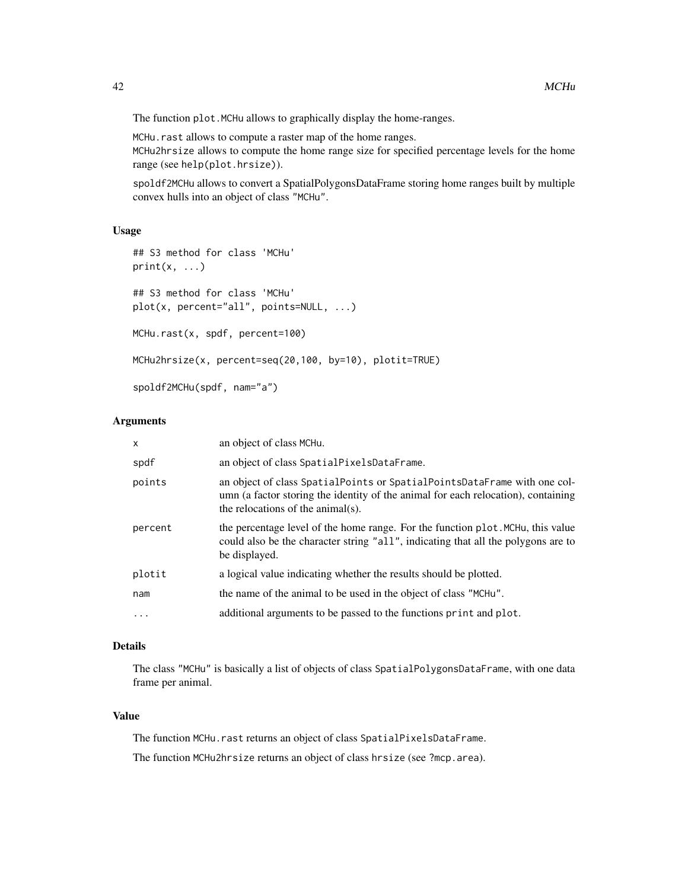The function plot.MCHu allows to graphically display the home-ranges.

MCHu.rast allows to compute a raster map of the home ranges.
MCHu2hrsize allows to compute the home range size for specified percentage levels for the home range (see help(plot.hrsize)).

spoldf2MCHu allows to convert a SpatialPolygonsDataFrame storing home ranges built by multiple convex hulls into an object of class "MCHu".

### Usage

```
## S3 method for class 'MCHu'
print(x, ...)

## S3 method for class 'MCHu'
plot(x, percent="all", points=NULL, ...)

MCHu.rast(x, spdf, percent=100)

MCHu2hrsize(x, percent=seq(20,100, by=10), plotit=TRUE)

spoldf2MCHu(spdf, nam="a")
```

### Arguments

| | |
|---|---|
| x | an object of class MCHu. |
| spdf | an object of class SpatialPixelsDataFrame. |
| points | an object of class SpatialPoints or SpatialPointsDataFrame with one column (a factor storing the identity of the animal for each relocation), containing the relocations of the animal(s). |
| percent | the percentage level of the home range. For the function plot.MCHu, this value could also be the character string "all", indicating that all the polygons are to be displayed. |
| plotit | a logical value indicating whether the results should be plotted. |
| nam | the name of the animal to be used in the object of class "MCHu". |
| ... | additional arguments to be passed to the functions print and plot. |

### Details

The class "MCHu" is basically a list of objects of class SpatialPolygonsDataFrame, with one data frame per animal.

### Value

The function MCHu.rast returns an object of class SpatialPixelsDataFrame.

The function MCHu2hrsize returns an object of class hrsize (see ?mcp.area).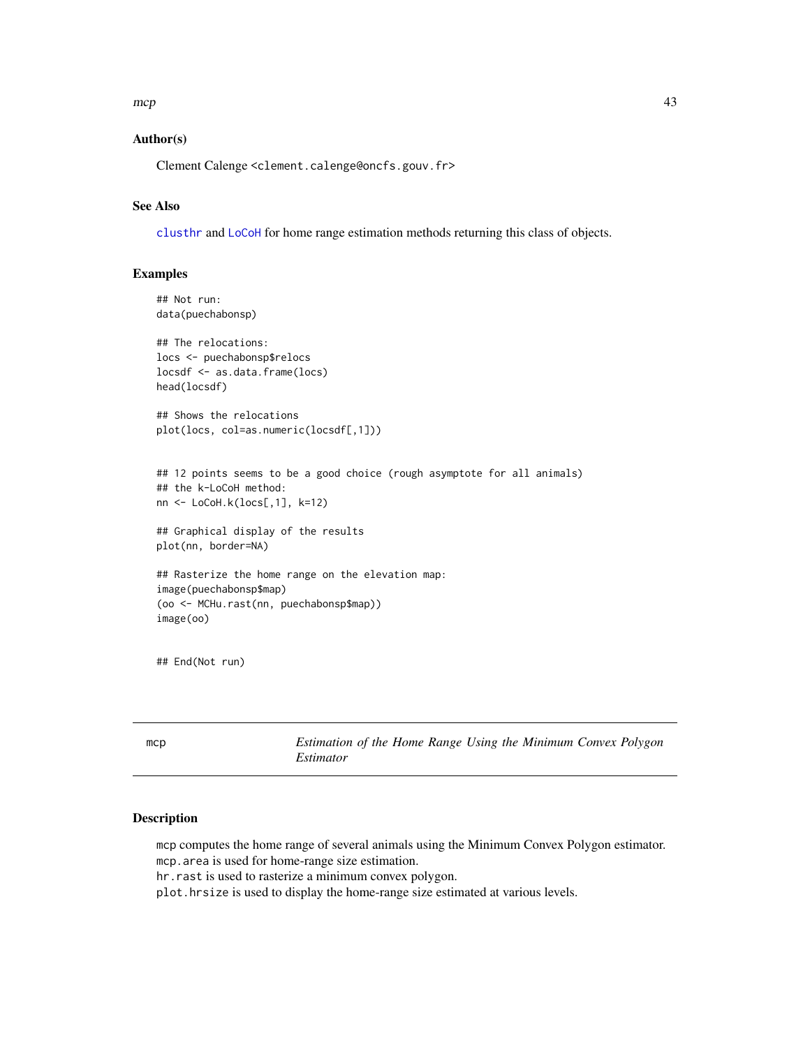### Author(s)

Clement Calenge <clement.calenge@oncfs.gouv.fr>

### See Also

clusthr and LoCoH for home range estimation methods returning this class of objects.

### Examples

```
## Not run:
data(puechabonsp)

## The relocations:
locs <- puechabonsp$relocs
locsdf <- as.data.frame(locs)
head(locsdf)

## Shows the relocations
plot(locs, col=as.numeric(locsdf[,1]))


## 12 points seems to be a good choice (rough asymptote for all animals)
## the k-LoCoH method:
nn <- LoCoH.k(locs[,1], k=12)

## Graphical display of the results
plot(nn, border=NA)

## Rasterize the home range on the elevation map:
image(puechabonsp$map)
(oo <- MCHu.rast(nn, puechabonsp$map))
image(oo)


## End(Not run)
```

---

## mcp — *Estimation of the Home Range Using the Minimum Convex Polygon Estimator*

### Description

mcp computes the home range of several animals using the Minimum Convex Polygon estimator.
mcp.area is used for home-range size estimation.
hr.rast is used to rasterize a minimum convex polygon.
plot.hrsize is used to display the home-range size estimated at various levels.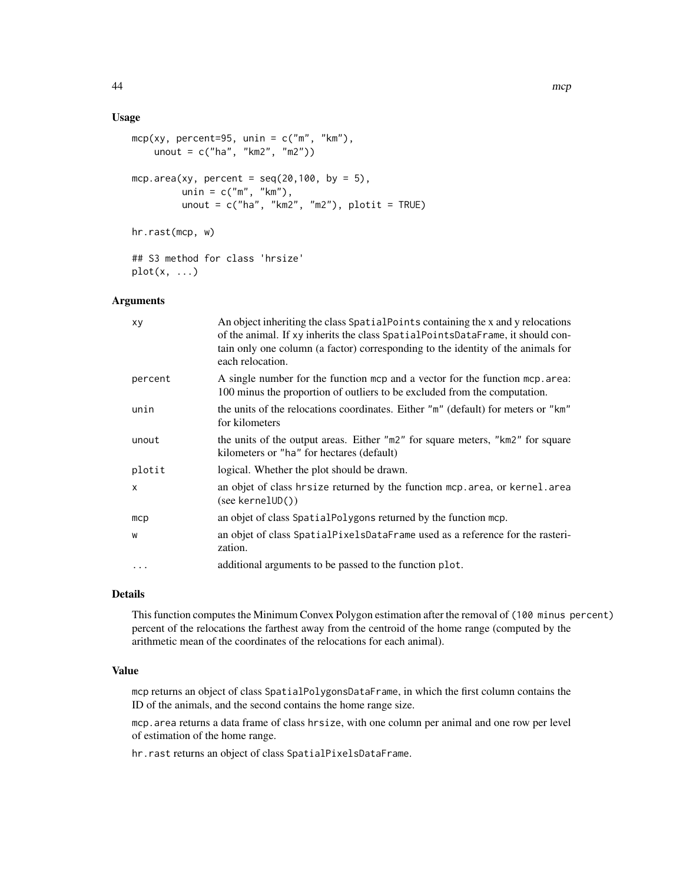## Usage

```
mcp(xy, percent=95, unin = c("m", "km"),
    unout = c("ha", "km2", "m2"))

mcp.area(xy, percent = seq(20,100, by = 5),
         unin = c("m", "km"),
         unout = c("ha", "km2", "m2"), plotit = TRUE)

hr.rast(mcp, w)

## S3 method for class 'hrsize'
plot(x, ...)
```

## Arguments

| | |
|---|---|
| xy | An object inheriting the class SpatialPoints containing the x and y relocations of the animal. If xy inherits the class SpatialPointsDataFrame, it should contain only one column (a factor) corresponding to the identity of the animals for each relocation. |
| percent | A single number for the function mcp and a vector for the function mcp.area: 100 minus the proportion of outliers to be excluded from the computation. |
| unin | the units of the relocations coordinates. Either "m" (default) for meters or "km" for kilometers |
| unout | the units of the output areas. Either "m2" for square meters, "km2" for square kilometers or "ha" for hectares (default) |
| plotit | logical. Whether the plot should be drawn. |
| x | an objet of class hrsize returned by the function mcp.area, or kernel.area (see kernelUD()) |
| mcp | an objet of class SpatialPolygons returned by the function mcp. |
| w | an objet of class SpatialPixelsDataFrame used as a reference for the rasterization. |
| ... | additional arguments to be passed to the function plot. |

## Details

This function computes the Minimum Convex Polygon estimation after the removal of (100 minus percent) percent of the relocations the farthest away from the centroid of the home range (computed by the arithmetic mean of the coordinates of the relocations for each animal).

## Value

mcp returns an object of class SpatialPolygonsDataFrame, in which the first column contains the ID of the animals, and the second contains the home range size.

mcp.area returns a data frame of class hrsize, with one column per animal and one row per level of estimation of the home range.

hr.rast returns an object of class SpatialPixelsDataFrame.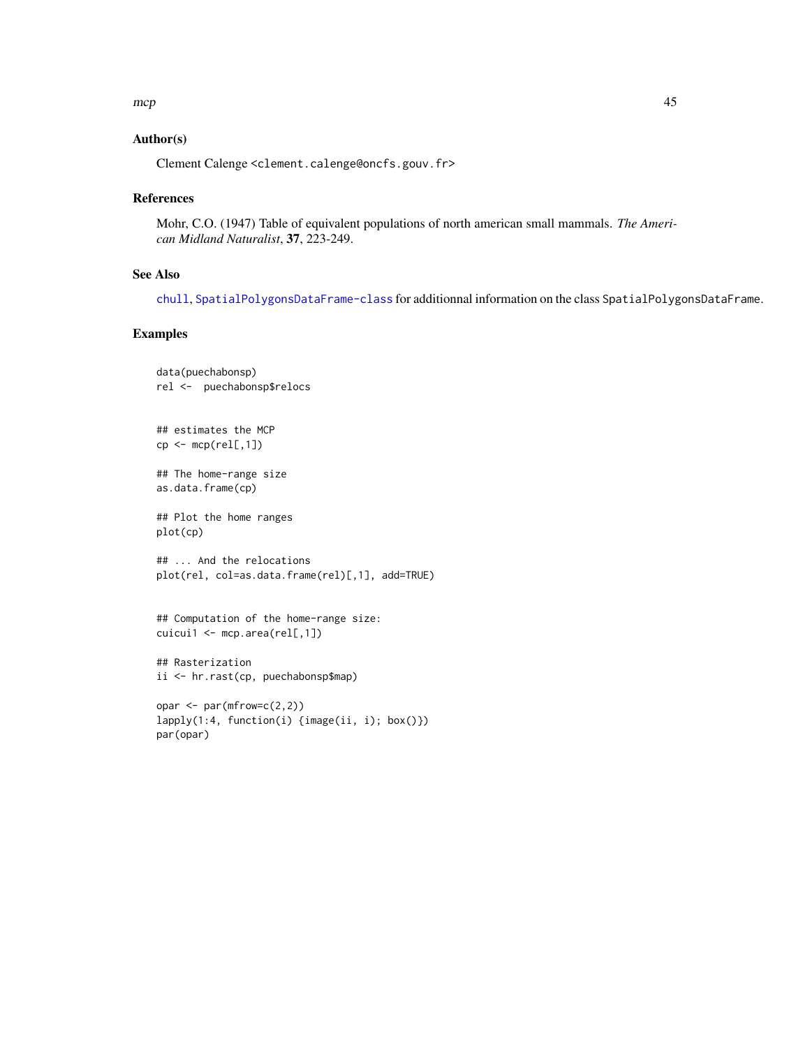### Author(s)

Clement Calenge <clement.calenge@oncfs.gouv.fr>

### References

Mohr, C.O. (1947) Table of equivalent populations of north american small mammals. *The American Midland Naturalist*, **37**, 223-249.

### See Also

chull, SpatialPolygonsDataFrame-class for additionnal information on the class SpatialPolygonsDataFrame.

### Examples

```
data(puechabonsp)
rel <-  puechabonsp$relocs


## estimates the MCP
cp <- mcp(rel[,1])

## The home-range size
as.data.frame(cp)

## Plot the home ranges
plot(cp)

## ... And the relocations
plot(rel, col=as.data.frame(rel)[,1], add=TRUE)


## Computation of the home-range size:
cuicui1 <- mcp.area(rel[,1])

## Rasterization
ii <- hr.rast(cp, puechabonsp$map)

opar <- par(mfrow=c(2,2))
lapply(1:4, function(i) {image(ii, i); box()})
par(opar)
```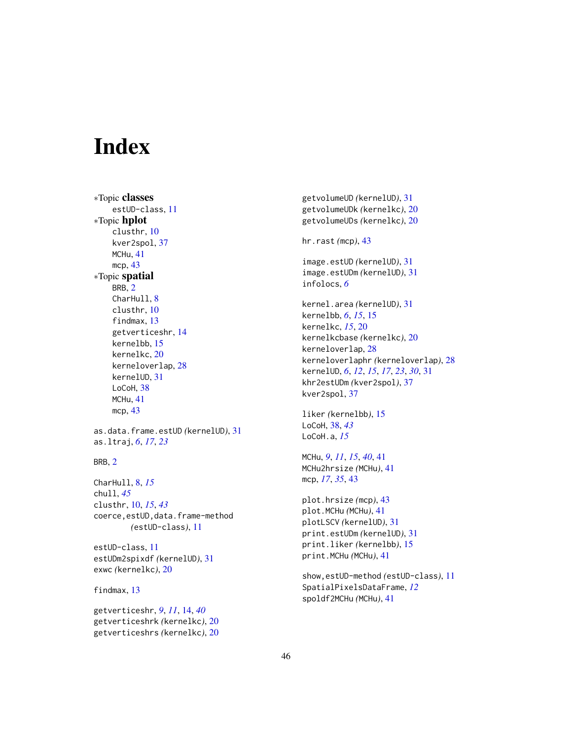# Index

∗Topic **classes**
estUD-class, 11

∗Topic **hplot**
clusthr, 10
kver2spol, 37
MCHu, 41
mcp, 43

∗Topic **spatial**
BRB, 2
CharHull, 8
clusthr, 10
findmax, 13
getverticeshr, 14
kernelbb, 15
kernelkc, 20
kerneloverlap, 28
kernelUD, 31
LoCoH, 38
MCHu, 41
mcp, 43

as.data.frame.estUD *(kernelUD)*, 31
as.ltraj, *6*, *17*, *23*

BRB, 2

CharHull, 8, *15*
chull, *45*
clusthr, 10, *15*, *43*
coerce,estUD,data.frame-method *(estUD-class)*, 11

estUD-class, 11
estUDm2spixdf *(kernelUD)*, 31
exwc *(kernelkc)*, 20

findmax, 13

getverticeshr, *9*, *11*, 14, *40*
getverticeshrk *(kernelkc)*, 20
getverticeshrs *(kernelkc)*, 20
getvolumeUD *(kernelUD)*, 31
getvolumeUDk *(kernelkc)*, 20
getvolumeUDs *(kernelkc)*, 20

hr.rast *(mcp)*, 43

image.estUD *(kernelUD)*, 31
image.estUDm *(kernelUD)*, 31
infolocs, *6*

kernel.area *(kernelUD)*, 31
kernelbb, *6*, *15*, 15
kernelkc, *15*, 20
kernelkcbase *(kernelkc)*, 20
kerneloverlap, 28
kerneloverlaphr *(kerneloverlap)*, 28
kernelUD, *6*, *12*, *15*, *17*, *23*, *30*, 31
khr2estUDm *(kver2spol)*, 37
kver2spol, 37

liker *(kernelbb)*, 15
LoCoH, 38, *43*
LoCoH.a, *15*

MCHu, *9*, *11*, *15*, *40*, 41
MCHu2hrsize *(MCHu)*, 41
mcp, *17*, *35*, 43

plot.hrsize *(mcp)*, 43
plot.MCHu *(MCHu)*, 41
plotLSCV *(kernelUD)*, 31
print.estUDm *(kernelUD)*, 31
print.liker *(kernelbb)*, 15
print.MCHu *(MCHu)*, 41

show,estUD-method *(estUD-class)*, 11
SpatialPixelsDataFrame, *12*
spoldf2MCHu *(MCHu)*, 41